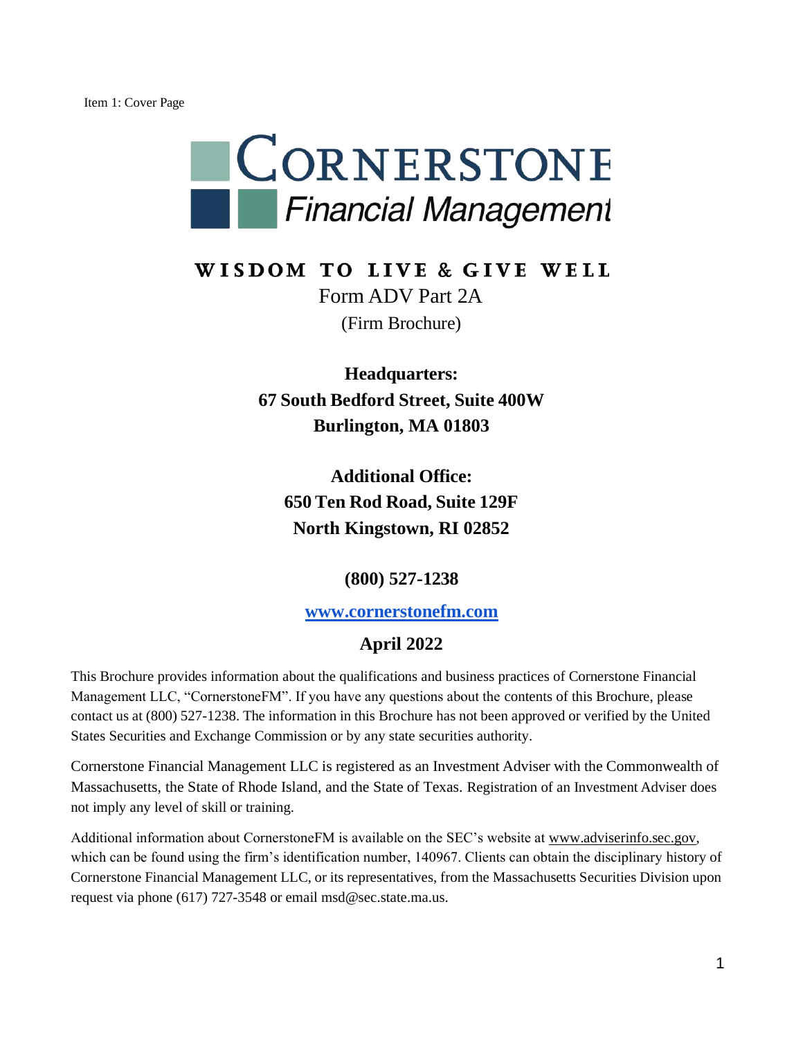Item 1: Cover Page

# CORNERSTONE Financial Management

## WISDOM TO LIVE & GIVE WELL

Form ADV Part 2A

(Firm Brochure)

**Headquarters:**
**67 South Bedford Street, Suite 400W**
**Burlington, MA 01803**

**Additional Office:**
**650 Ten Rod Road, Suite 129F**
**North Kingstown, RI 02852**

**(800) 527-1238**

**www.cornerstonefm.com**

**April 2022**

This Brochure provides information about the qualifications and business practices of Cornerstone Financial Management LLC, "CornerstoneFM". If you have any questions about the contents of this Brochure, please contact us at (800) 527-1238. The information in this Brochure has not been approved or verified by the United States Securities and Exchange Commission or by any state securities authority.

Cornerstone Financial Management LLC is registered as an Investment Adviser with the Commonwealth of Massachusetts, the State of Rhode Island, and the State of Texas. Registration of an Investment Adviser does not imply any level of skill or training.

Additional information about CornerstoneFM is available on the SEC's website at www.adviserinfo.sec.gov, which can be found using the firm's identification number, 140967. Clients can obtain the disciplinary history of Cornerstone Financial Management LLC, or its representatives, from the Massachusetts Securities Division upon request via phone (617) 727-3548 or email msd@sec.state.ma.us.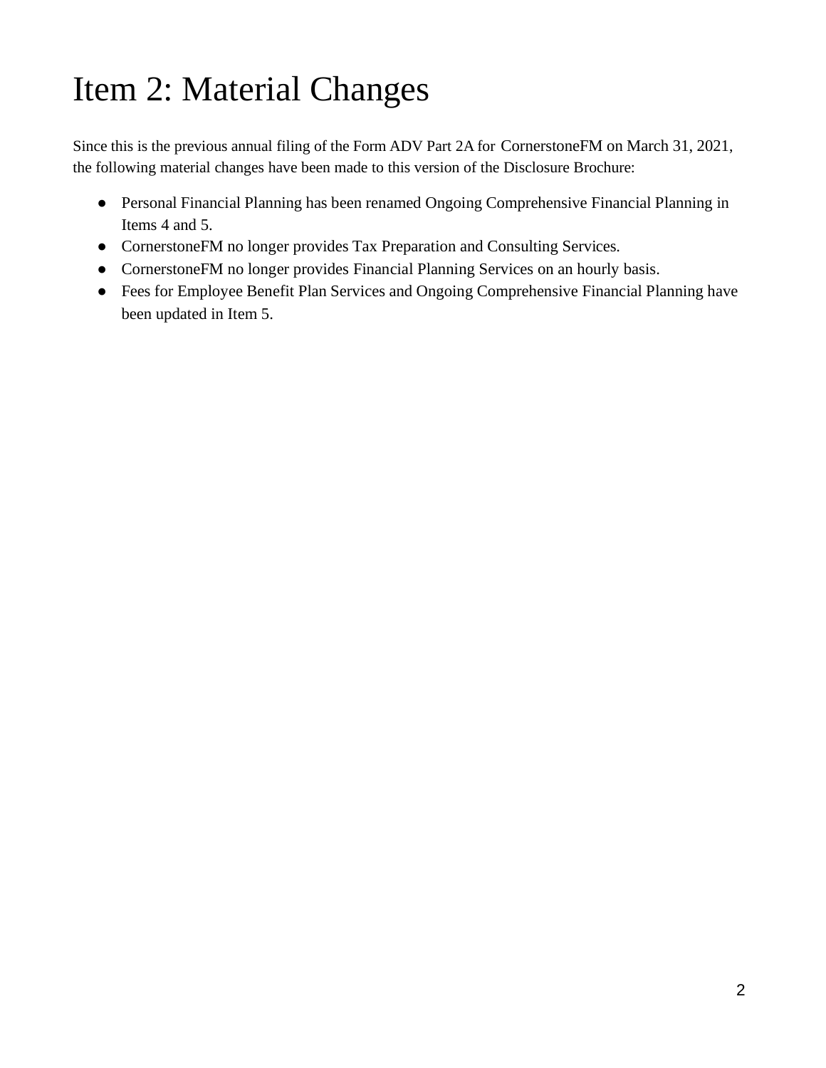# Item 2: Material Changes

Since this is the previous annual filing of the Form ADV Part 2A for CornerstoneFM on March 31, 2021, the following material changes have been made to this version of the Disclosure Brochure:

- Personal Financial Planning has been renamed Ongoing Comprehensive Financial Planning in Items 4 and 5.
- CornerstoneFM no longer provides Tax Preparation and Consulting Services.
- CornerstoneFM no longer provides Financial Planning Services on an hourly basis.
- Fees for Employee Benefit Plan Services and Ongoing Comprehensive Financial Planning have been updated in Item 5.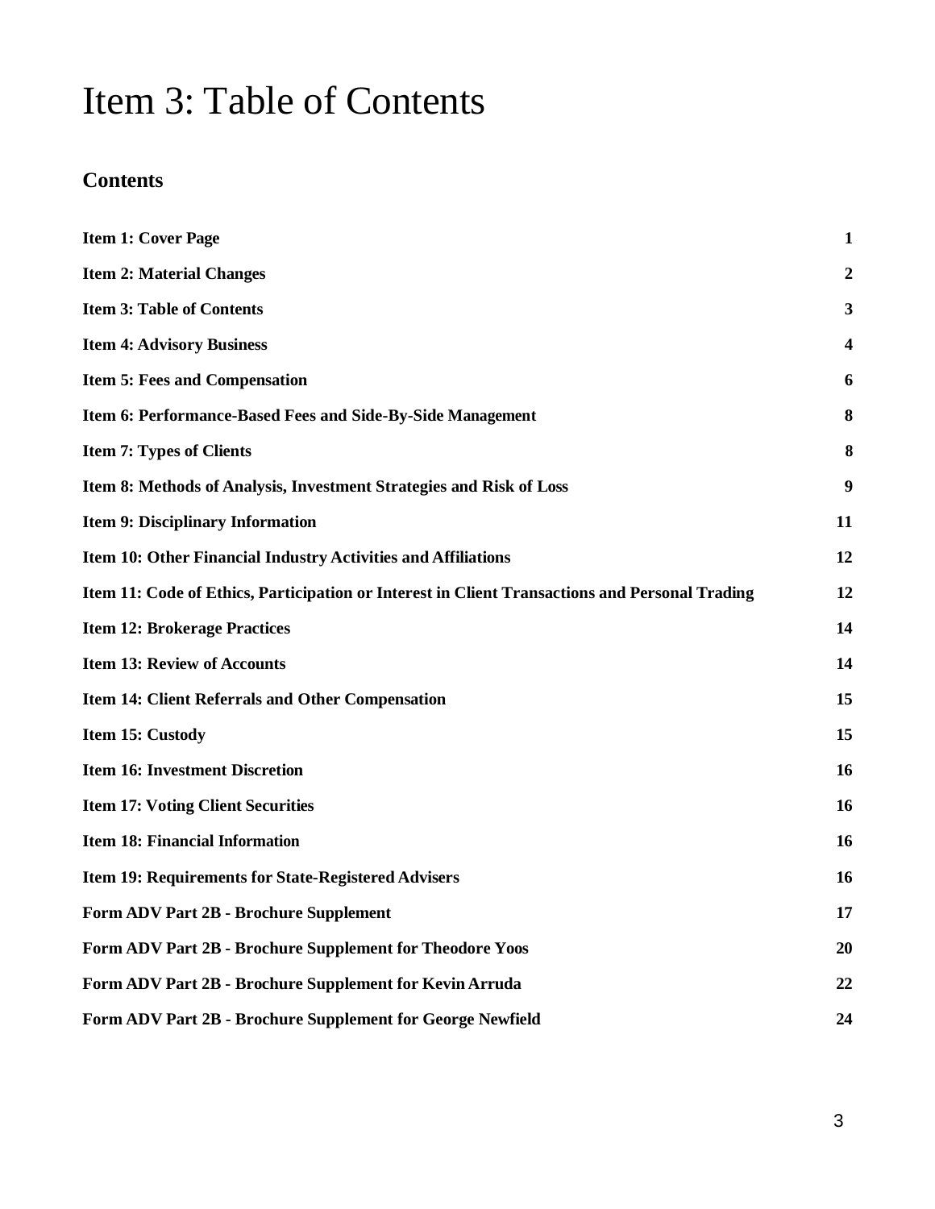# Item 3: Table of Contents

## Contents

| | |
|---|---|
| **Item 1: Cover Page** | **1** |
| **Item 2: Material Changes** | **2** |
| **Item 3: Table of Contents** | **3** |
| **Item 4: Advisory Business** | **4** |
| **Item 5: Fees and Compensation** | **6** |
| **Item 6: Performance-Based Fees and Side-By-Side Management** | **8** |
| **Item 7: Types of Clients** | **8** |
| **Item 8: Methods of Analysis, Investment Strategies and Risk of Loss** | **9** |
| **Item 9: Disciplinary Information** | **11** |
| **Item 10: Other Financial Industry Activities and Affiliations** | **12** |
| **Item 11: Code of Ethics, Participation or Interest in Client Transactions and Personal Trading** | **12** |
| **Item 12: Brokerage Practices** | **14** |
| **Item 13: Review of Accounts** | **14** |
| **Item 14: Client Referrals and Other Compensation** | **15** |
| **Item 15: Custody** | **15** |
| **Item 16: Investment Discretion** | **16** |
| **Item 17: Voting Client Securities** | **16** |
| **Item 18: Financial Information** | **16** |
| **Item 19: Requirements for State-Registered Advisers** | **16** |
| **Form ADV Part 2B - Brochure Supplement** | **17** |
| **Form ADV Part 2B - Brochure Supplement for Theodore Yoos** | **20** |
| **Form ADV Part 2B - Brochure Supplement for Kevin Arruda** | **22** |
| **Form ADV Part 2B - Brochure Supplement for George Newfield** | **24** |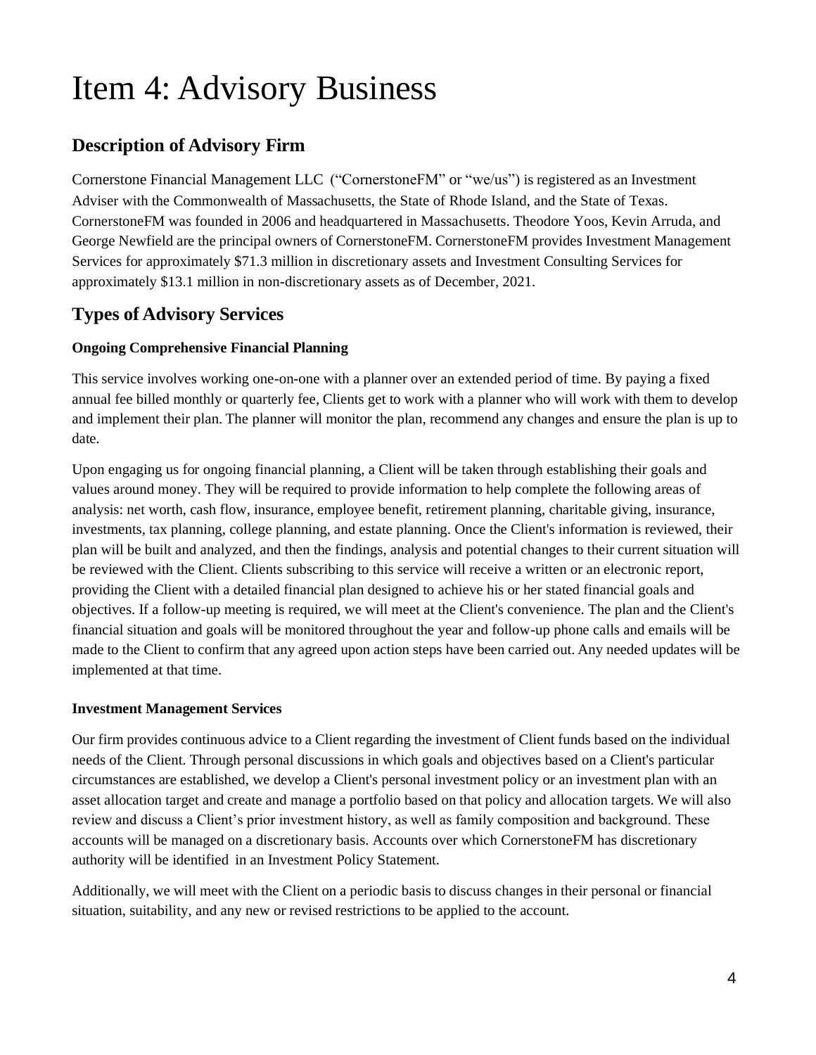# Item 4: Advisory Business

## Description of Advisory Firm

Cornerstone Financial Management LLC ("CornerstoneFM" or "we/us") is registered as an Investment Adviser with the Commonwealth of Massachusetts, the State of Rhode Island, and the State of Texas. CornerstoneFM was founded in 2006 and headquartered in Massachusetts. Theodore Yoos, Kevin Arruda, and George Newfield are the principal owners of CornerstoneFM. CornerstoneFM provides Investment Management Services for approximately $71.3 million in discretionary assets and Investment Consulting Services for approximately $13.1 million in non-discretionary assets as of December, 2021.

## Types of Advisory Services

**Ongoing Comprehensive Financial Planning**

This service involves working one-on-one with a planner over an extended period of time. By paying a fixed annual fee billed monthly or quarterly fee, Clients get to work with a planner who will work with them to develop and implement their plan. The planner will monitor the plan, recommend any changes and ensure the plan is up to date.

Upon engaging us for ongoing financial planning, a Client will be taken through establishing their goals and values around money. They will be required to provide information to help complete the following areas of analysis: net worth, cash flow, insurance, employee benefit, retirement planning, charitable giving, insurance, investments, tax planning, college planning, and estate planning. Once the Client's information is reviewed, their plan will be built and analyzed, and then the findings, analysis and potential changes to their current situation will be reviewed with the Client. Clients subscribing to this service will receive a written or an electronic report, providing the Client with a detailed financial plan designed to achieve his or her stated financial goals and objectives. If a follow-up meeting is required, we will meet at the Client's convenience. The plan and the Client's financial situation and goals will be monitored throughout the year and follow-up phone calls and emails will be made to the Client to confirm that any agreed upon action steps have been carried out. Any needed updates will be implemented at that time.

**Investment Management Services**

Our firm provides continuous advice to a Client regarding the investment of Client funds based on the individual needs of the Client. Through personal discussions in which goals and objectives based on a Client's particular circumstances are established, we develop a Client's personal investment policy or an investment plan with an asset allocation target and create and manage a portfolio based on that policy and allocation targets. We will also review and discuss a Client's prior investment history, as well as family composition and background. These accounts will be managed on a discretionary basis. Accounts over which CornerstoneFM has discretionary authority will be identified in an Investment Policy Statement.

Additionally, we will meet with the Client on a periodic basis to discuss changes in their personal or financial situation, suitability, and any new or revised restrictions to be applied to the account.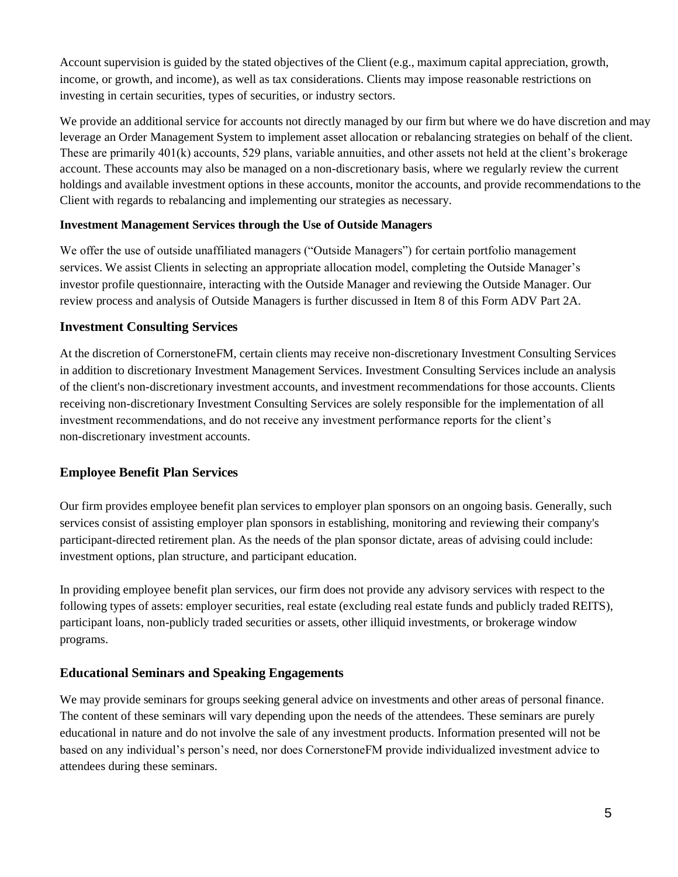Account supervision is guided by the stated objectives of the Client (e.g., maximum capital appreciation, growth, income, or growth, and income), as well as tax considerations. Clients may impose reasonable restrictions on investing in certain securities, types of securities, or industry sectors.

We provide an additional service for accounts not directly managed by our firm but where we do have discretion and may leverage an Order Management System to implement asset allocation or rebalancing strategies on behalf of the client. These are primarily 401(k) accounts, 529 plans, variable annuities, and other assets not held at the client's brokerage account. These accounts may also be managed on a non-discretionary basis, where we regularly review the current holdings and available investment options in these accounts, monitor the accounts, and provide recommendations to the Client with regards to rebalancing and implementing our strategies as necessary.

**Investment Management Services through the Use of Outside Managers**

We offer the use of outside unaffiliated managers ("Outside Managers") for certain portfolio management services. We assist Clients in selecting an appropriate allocation model, completing the Outside Manager's investor profile questionnaire, interacting with the Outside Manager and reviewing the Outside Manager. Our review process and analysis of Outside Managers is further discussed in Item 8 of this Form ADV Part 2A.

## Investment Consulting Services

At the discretion of CornerstoneFM, certain clients may receive non-discretionary Investment Consulting Services in addition to discretionary Investment Management Services. Investment Consulting Services include an analysis of the client's non-discretionary investment accounts, and investment recommendations for those accounts. Clients receiving non-discretionary Investment Consulting Services are solely responsible for the implementation of all investment recommendations, and do not receive any investment performance reports for the client's non-discretionary investment accounts.

## Employee Benefit Plan Services

Our firm provides employee benefit plan services to employer plan sponsors on an ongoing basis. Generally, such services consist of assisting employer plan sponsors in establishing, monitoring and reviewing their company's participant-directed retirement plan. As the needs of the plan sponsor dictate, areas of advising could include: investment options, plan structure, and participant education.

In providing employee benefit plan services, our firm does not provide any advisory services with respect to the following types of assets: employer securities, real estate (excluding real estate funds and publicly traded REITS), participant loans, non-publicly traded securities or assets, other illiquid investments, or brokerage window programs.

## Educational Seminars and Speaking Engagements

We may provide seminars for groups seeking general advice on investments and other areas of personal finance. The content of these seminars will vary depending upon the needs of the attendees. These seminars are purely educational in nature and do not involve the sale of any investment products. Information presented will not be based on any individual's person's need, nor does CornerstoneFM provide individualized investment advice to attendees during these seminars.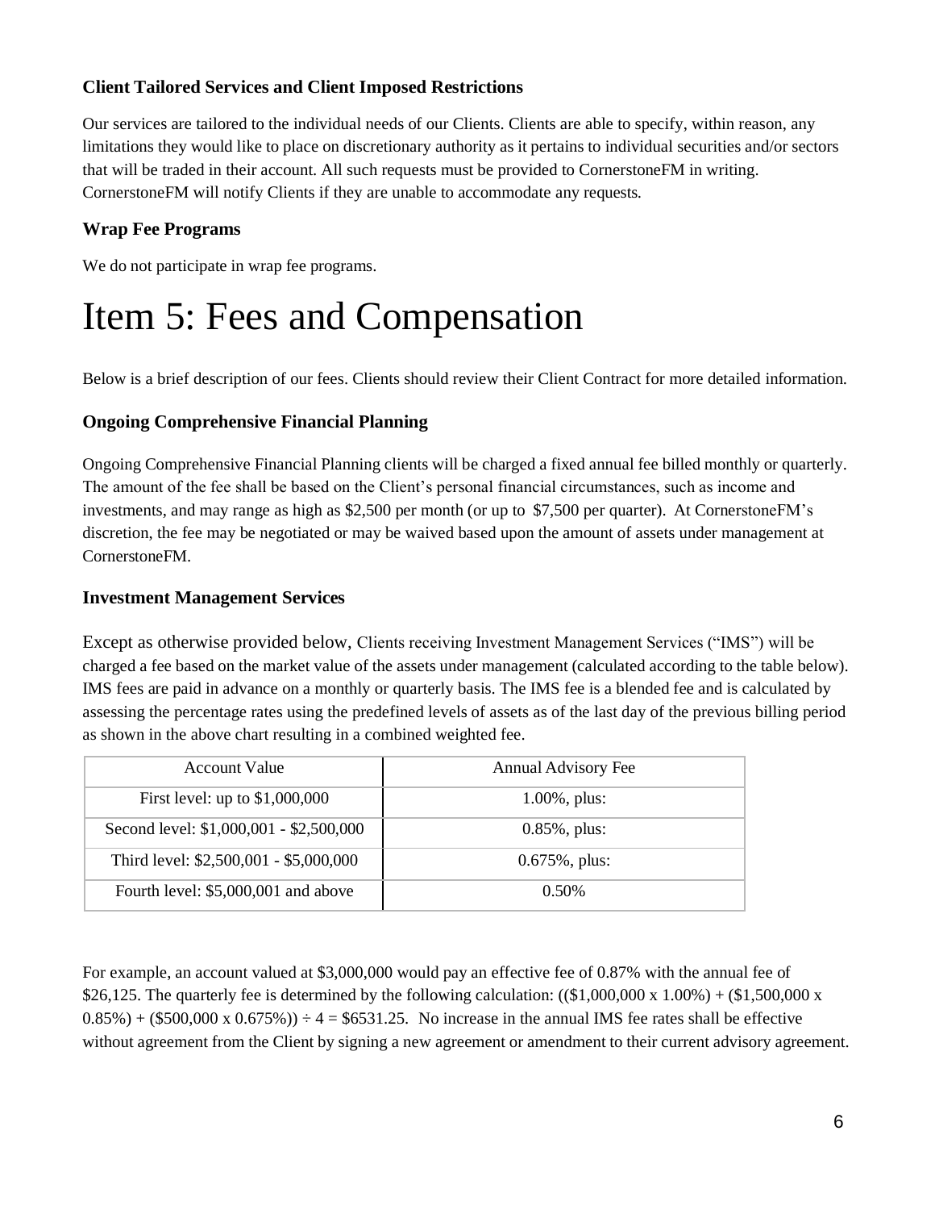### Client Tailored Services and Client Imposed Restrictions

Our services are tailored to the individual needs of our Clients. Clients are able to specify, within reason, any limitations they would like to place on discretionary authority as it pertains to individual securities and/or sectors that will be traded in their account. All such requests must be provided to CornerstoneFM in writing. CornerstoneFM will notify Clients if they are unable to accommodate any requests.

### Wrap Fee Programs

We do not participate in wrap fee programs.

# Item 5: Fees and Compensation

Below is a brief description of our fees. Clients should review their Client Contract for more detailed information.

### Ongoing Comprehensive Financial Planning

Ongoing Comprehensive Financial Planning clients will be charged a fixed annual fee billed monthly or quarterly. The amount of the fee shall be based on the Client's personal financial circumstances, such as income and investments, and may range as high as $2,500 per month (or up to $7,500 per quarter). At CornerstoneFM's discretion, the fee may be negotiated or may be waived based upon the amount of assets under management at CornerstoneFM.

### Investment Management Services

Except as otherwise provided below, Clients receiving Investment Management Services ("IMS") will be charged a fee based on the market value of the assets under management (calculated according to the table below). IMS fees are paid in advance on a monthly or quarterly basis. The IMS fee is a blended fee and is calculated by assessing the percentage rates using the predefined levels of assets as of the last day of the previous billing period as shown in the above chart resulting in a combined weighted fee.

| Account Value | Annual Advisory Fee |
|---|---|
| First level: up to $1,000,000 | 1.00%, plus: |
| Second level: $1,000,001 - $2,500,000 | 0.85%, plus: |
| Third level: $2,500,001 - $5,000,000 | 0.675%, plus: |
| Fourth level: $5,000,001 and above | 0.50% |

For example, an account valued at $3,000,000 would pay an effective fee of 0.87% with the annual fee of $26,125. The quarterly fee is determined by the following calculation: (($1,000,000 x 1.00%) + ($1,500,000 x 0.85%) + ($500,000 x 0.675%)) ÷ 4 = $6531.25. No increase in the annual IMS fee rates shall be effective without agreement from the Client by signing a new agreement or amendment to their current advisory agreement.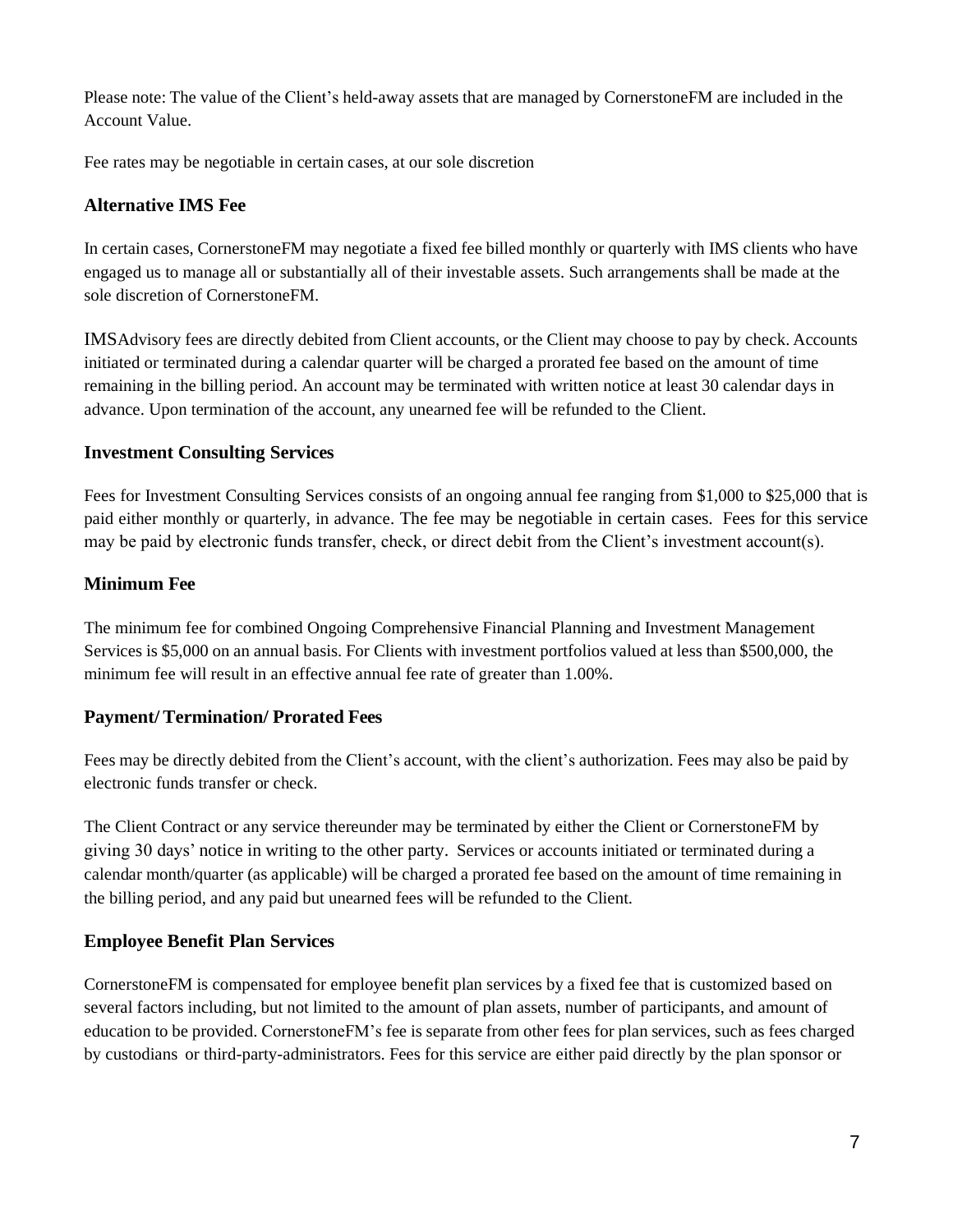Please note: The value of the Client's held-away assets that are managed by CornerstoneFM are included in the Account Value.

Fee rates may be negotiable in certain cases, at our sole discretion

### Alternative IMS Fee

In certain cases, CornerstoneFM may negotiate a fixed fee billed monthly or quarterly with IMS clients who have engaged us to manage all or substantially all of their investable assets. Such arrangements shall be made at the sole discretion of CornerstoneFM.

IMSAdvisory fees are directly debited from Client accounts, or the Client may choose to pay by check. Accounts initiated or terminated during a calendar quarter will be charged a prorated fee based on the amount of time remaining in the billing period. An account may be terminated with written notice at least 30 calendar days in advance. Upon termination of the account, any unearned fee will be refunded to the Client.

### Investment Consulting Services

Fees for Investment Consulting Services consists of an ongoing annual fee ranging from $1,000 to $25,000 that is paid either monthly or quarterly, in advance. The fee may be negotiable in certain cases. Fees for this service may be paid by electronic funds transfer, check, or direct debit from the Client's investment account(s).

### Minimum Fee

The minimum fee for combined Ongoing Comprehensive Financial Planning and Investment Management Services is $5,000 on an annual basis. For Clients with investment portfolios valued at less than $500,000, the minimum fee will result in an effective annual fee rate of greater than 1.00%.

### Payment/ Termination/ Prorated Fees

Fees may be directly debited from the Client's account, with the client's authorization. Fees may also be paid by electronic funds transfer or check.

The Client Contract or any service thereunder may be terminated by either the Client or CornerstoneFM by giving 30 days' notice in writing to the other party. Services or accounts initiated or terminated during a calendar month/quarter (as applicable) will be charged a prorated fee based on the amount of time remaining in the billing period, and any paid but unearned fees will be refunded to the Client.

### Employee Benefit Plan Services

CornerstoneFM is compensated for employee benefit plan services by a fixed fee that is customized based on several factors including, but not limited to the amount of plan assets, number of participants, and amount of education to be provided. CornerstoneFM's fee is separate from other fees for plan services, such as fees charged by custodians or third-party-administrators. Fees for this service are either paid directly by the plan sponsor or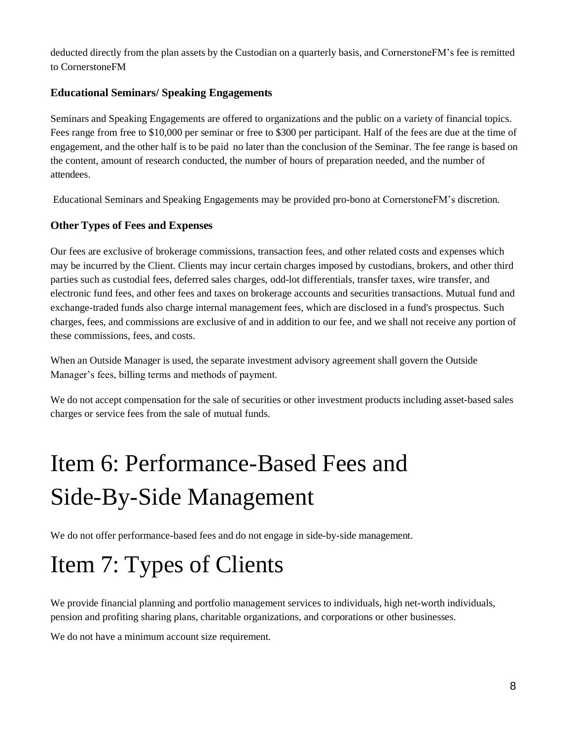deducted directly from the plan assets by the Custodian on a quarterly basis, and CornerstoneFM's fee is remitted to CornerstoneFM

### Educational Seminars/ Speaking Engagements

Seminars and Speaking Engagements are offered to organizations and the public on a variety of financial topics. Fees range from free to $10,000 per seminar or free to $300 per participant. Half of the fees are due at the time of engagement, and the other half is to be paid no later than the conclusion of the Seminar. The fee range is based on the content, amount of research conducted, the number of hours of preparation needed, and the number of attendees.

Educational Seminars and Speaking Engagements may be provided pro-bono at CornerstoneFM's discretion.

### Other Types of Fees and Expenses

Our fees are exclusive of brokerage commissions, transaction fees, and other related costs and expenses which may be incurred by the Client. Clients may incur certain charges imposed by custodians, brokers, and other third parties such as custodial fees, deferred sales charges, odd-lot differentials, transfer taxes, wire transfer, and electronic fund fees, and other fees and taxes on brokerage accounts and securities transactions. Mutual fund and exchange-traded funds also charge internal management fees, which are disclosed in a fund's prospectus. Such charges, fees, and commissions are exclusive of and in addition to our fee, and we shall not receive any portion of these commissions, fees, and costs.

When an Outside Manager is used, the separate investment advisory agreement shall govern the Outside Manager's fees, billing terms and methods of payment.

We do not accept compensation for the sale of securities or other investment products including asset-based sales charges or service fees from the sale of mutual funds.

# Item 6: Performance-Based Fees and Side-By-Side Management

We do not offer performance-based fees and do not engage in side-by-side management.

# Item 7: Types of Clients

We provide financial planning and portfolio management services to individuals, high net-worth individuals, pension and profiting sharing plans, charitable organizations, and corporations or other businesses.

We do not have a minimum account size requirement.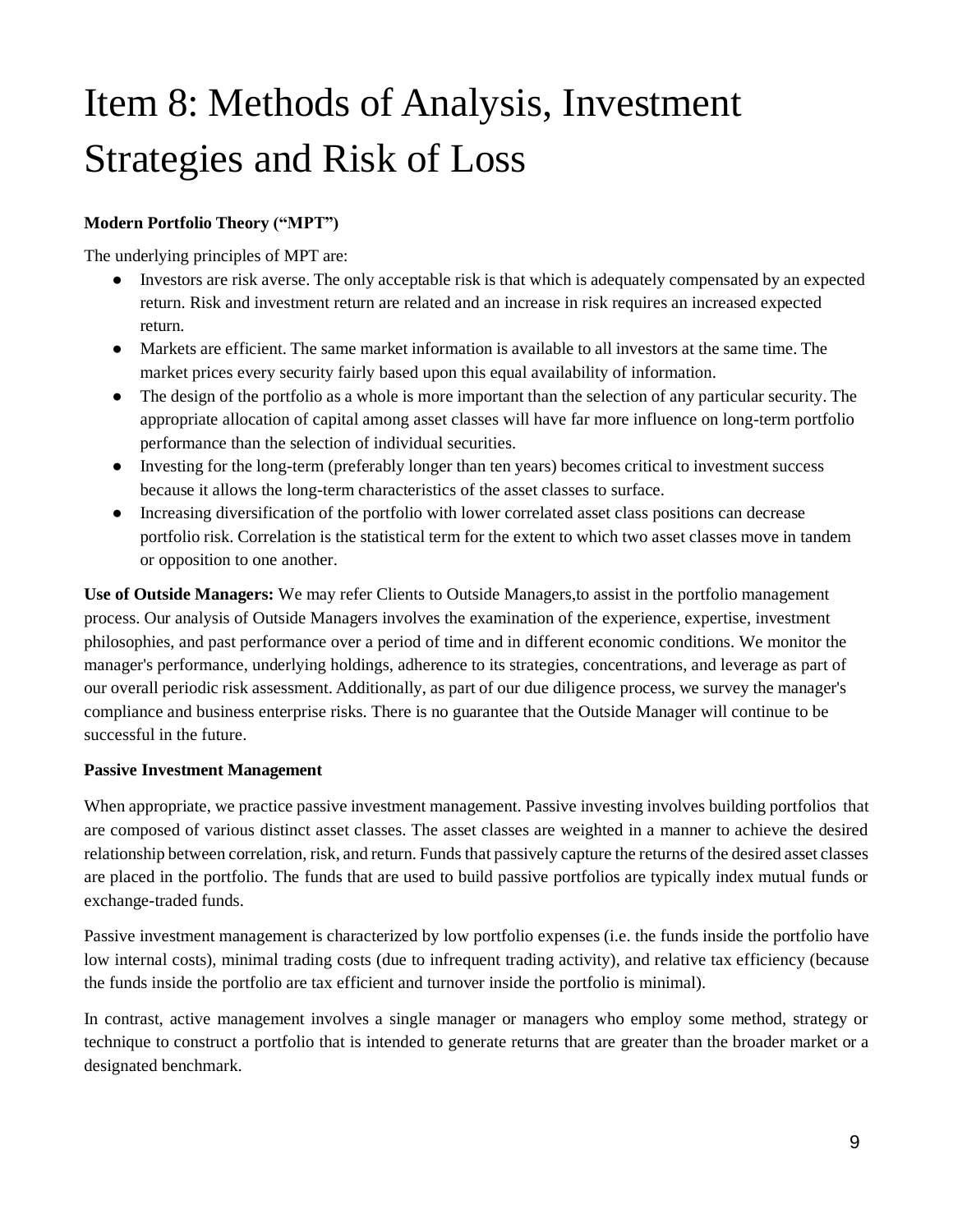# Item 8: Methods of Analysis, Investment Strategies and Risk of Loss

**Modern Portfolio Theory ("MPT")**

The underlying principles of MPT are:

- Investors are risk averse. The only acceptable risk is that which is adequately compensated by an expected return. Risk and investment return are related and an increase in risk requires an increased expected return.
- Markets are efficient. The same market information is available to all investors at the same time. The market prices every security fairly based upon this equal availability of information.
- The design of the portfolio as a whole is more important than the selection of any particular security. The appropriate allocation of capital among asset classes will have far more influence on long-term portfolio performance than the selection of individual securities.
- Investing for the long-term (preferably longer than ten years) becomes critical to investment success because it allows the long-term characteristics of the asset classes to surface.
- Increasing diversification of the portfolio with lower correlated asset class positions can decrease portfolio risk. Correlation is the statistical term for the extent to which two asset classes move in tandem or opposition to one another.

**Use of Outside Managers:** We may refer Clients to Outside Managers,to assist in the portfolio management process. Our analysis of Outside Managers involves the examination of the experience, expertise, investment philosophies, and past performance over a period of time and in different economic conditions. We monitor the manager's performance, underlying holdings, adherence to its strategies, concentrations, and leverage as part of our overall periodic risk assessment. Additionally, as part of our due diligence process, we survey the manager's compliance and business enterprise risks. There is no guarantee that the Outside Manager will continue to be successful in the future.

**Passive Investment Management**

When appropriate, we practice passive investment management. Passive investing involves building portfolios that are composed of various distinct asset classes. The asset classes are weighted in a manner to achieve the desired relationship between correlation, risk, and return. Funds that passively capture the returns of the desired asset classes are placed in the portfolio. The funds that are used to build passive portfolios are typically index mutual funds or exchange-traded funds.

Passive investment management is characterized by low portfolio expenses (i.e. the funds inside the portfolio have low internal costs), minimal trading costs (due to infrequent trading activity), and relative tax efficiency (because the funds inside the portfolio are tax efficient and turnover inside the portfolio is minimal).

In contrast, active management involves a single manager or managers who employ some method, strategy or technique to construct a portfolio that is intended to generate returns that are greater than the broader market or a designated benchmark.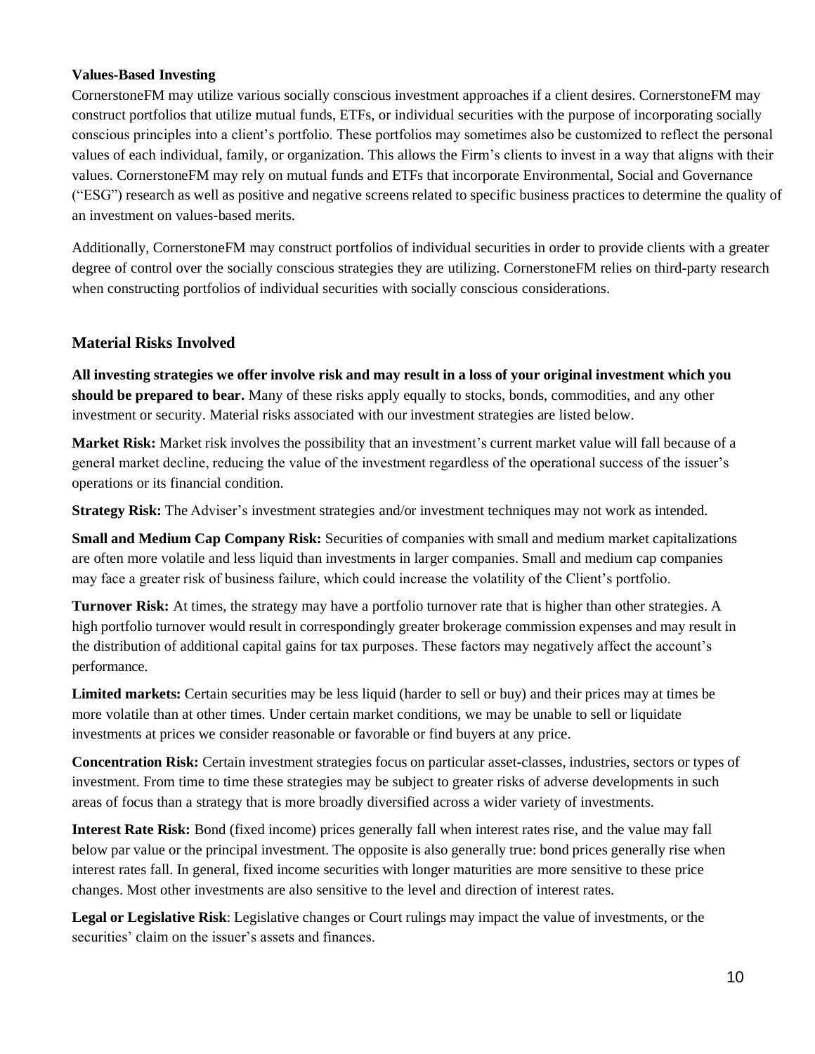**Values-Based Investing**

CornerstoneFM may utilize various socially conscious investment approaches if a client desires. CornerstoneFM may construct portfolios that utilize mutual funds, ETFs, or individual securities with the purpose of incorporating socially conscious principles into a client's portfolio. These portfolios may sometimes also be customized to reflect the personal values of each individual, family, or organization. This allows the Firm's clients to invest in a way that aligns with their values. CornerstoneFM may rely on mutual funds and ETFs that incorporate Environmental, Social and Governance ("ESG") research as well as positive and negative screens related to specific business practices to determine the quality of an investment on values-based merits.

Additionally, CornerstoneFM may construct portfolios of individual securities in order to provide clients with a greater degree of control over the socially conscious strategies they are utilizing. CornerstoneFM relies on third-party research when constructing portfolios of individual securities with socially conscious considerations.

## Material Risks Involved

**All investing strategies we offer involve risk and may result in a loss of your original investment which you should be prepared to bear.** Many of these risks apply equally to stocks, bonds, commodities, and any other investment or security. Material risks associated with our investment strategies are listed below.

**Market Risk:** Market risk involves the possibility that an investment's current market value will fall because of a general market decline, reducing the value of the investment regardless of the operational success of the issuer's operations or its financial condition.

**Strategy Risk:** The Adviser's investment strategies and/or investment techniques may not work as intended.

**Small and Medium Cap Company Risk:** Securities of companies with small and medium market capitalizations are often more volatile and less liquid than investments in larger companies. Small and medium cap companies may face a greater risk of business failure, which could increase the volatility of the Client's portfolio.

**Turnover Risk:** At times, the strategy may have a portfolio turnover rate that is higher than other strategies. A high portfolio turnover would result in correspondingly greater brokerage commission expenses and may result in the distribution of additional capital gains for tax purposes. These factors may negatively affect the account's performance.

**Limited markets:** Certain securities may be less liquid (harder to sell or buy) and their prices may at times be more volatile than at other times. Under certain market conditions, we may be unable to sell or liquidate investments at prices we consider reasonable or favorable or find buyers at any price.

**Concentration Risk:** Certain investment strategies focus on particular asset-classes, industries, sectors or types of investment. From time to time these strategies may be subject to greater risks of adverse developments in such areas of focus than a strategy that is more broadly diversified across a wider variety of investments.

**Interest Rate Risk:** Bond (fixed income) prices generally fall when interest rates rise, and the value may fall below par value or the principal investment. The opposite is also generally true: bond prices generally rise when interest rates fall. In general, fixed income securities with longer maturities are more sensitive to these price changes. Most other investments are also sensitive to the level and direction of interest rates.

**Legal or Legislative Risk**: Legislative changes or Court rulings may impact the value of investments, or the securities' claim on the issuer's assets and finances.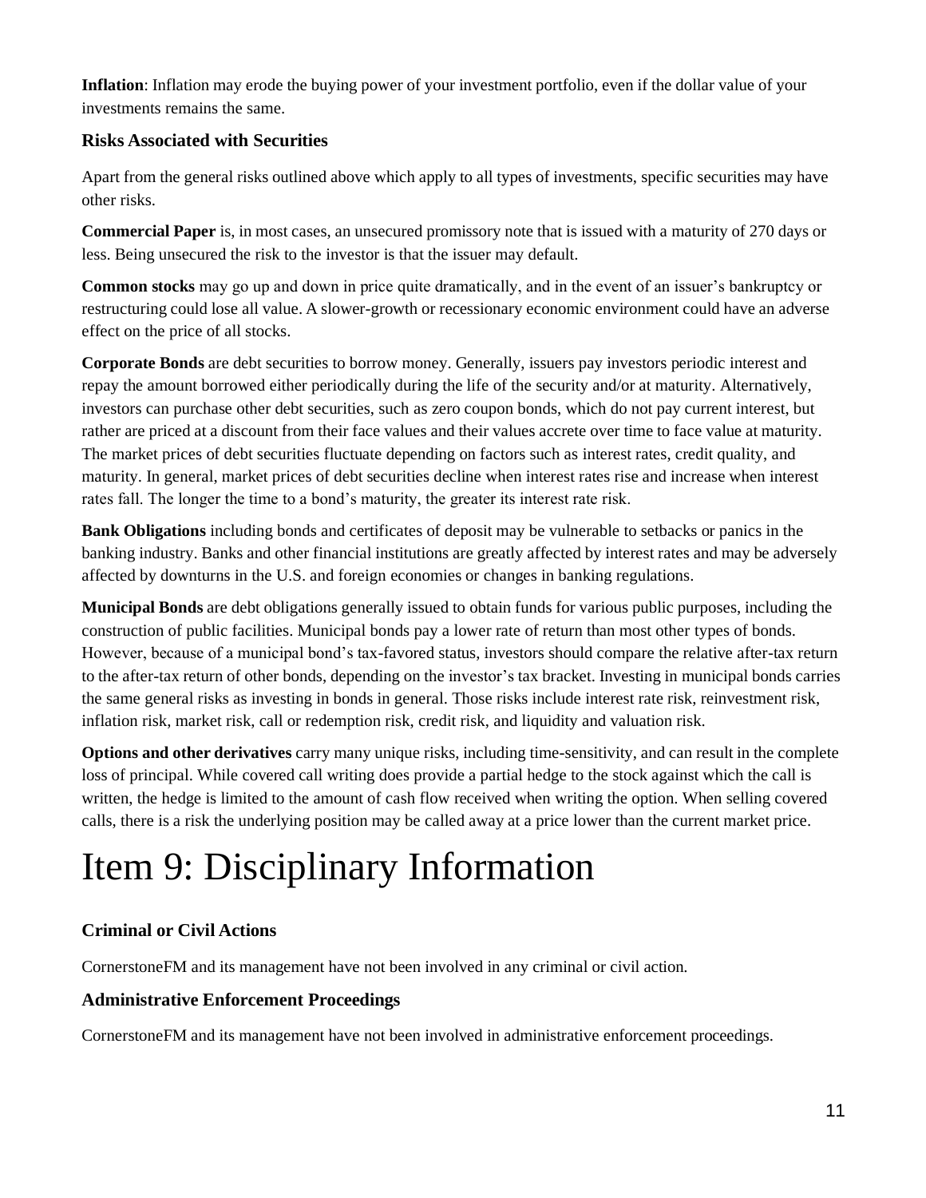**Inflation**: Inflation may erode the buying power of your investment portfolio, even if the dollar value of your investments remains the same.

### Risks Associated with Securities

Apart from the general risks outlined above which apply to all types of investments, specific securities may have other risks.

**Commercial Paper** is, in most cases, an unsecured promissory note that is issued with a maturity of 270 days or less. Being unsecured the risk to the investor is that the issuer may default.

**Common stocks** may go up and down in price quite dramatically, and in the event of an issuer's bankruptcy or restructuring could lose all value. A slower-growth or recessionary economic environment could have an adverse effect on the price of all stocks.

**Corporate Bonds** are debt securities to borrow money. Generally, issuers pay investors periodic interest and repay the amount borrowed either periodically during the life of the security and/or at maturity. Alternatively, investors can purchase other debt securities, such as zero coupon bonds, which do not pay current interest, but rather are priced at a discount from their face values and their values accrete over time to face value at maturity. The market prices of debt securities fluctuate depending on factors such as interest rates, credit quality, and maturity. In general, market prices of debt securities decline when interest rates rise and increase when interest rates fall. The longer the time to a bond's maturity, the greater its interest rate risk.

**Bank Obligations** including bonds and certificates of deposit may be vulnerable to setbacks or panics in the banking industry. Banks and other financial institutions are greatly affected by interest rates and may be adversely affected by downturns in the U.S. and foreign economies or changes in banking regulations.

**Municipal Bonds** are debt obligations generally issued to obtain funds for various public purposes, including the construction of public facilities. Municipal bonds pay a lower rate of return than most other types of bonds. However, because of a municipal bond's tax-favored status, investors should compare the relative after-tax return to the after-tax return of other bonds, depending on the investor's tax bracket. Investing in municipal bonds carries the same general risks as investing in bonds in general. Those risks include interest rate risk, reinvestment risk, inflation risk, market risk, call or redemption risk, credit risk, and liquidity and valuation risk.

**Options and other derivatives** carry many unique risks, including time-sensitivity, and can result in the complete loss of principal. While covered call writing does provide a partial hedge to the stock against which the call is written, the hedge is limited to the amount of cash flow received when writing the option. When selling covered calls, there is a risk the underlying position may be called away at a price lower than the current market price.

# Item 9: Disciplinary Information

### Criminal or Civil Actions

CornerstoneFM and its management have not been involved in any criminal or civil action.

### Administrative Enforcement Proceedings

CornerstoneFM and its management have not been involved in administrative enforcement proceedings.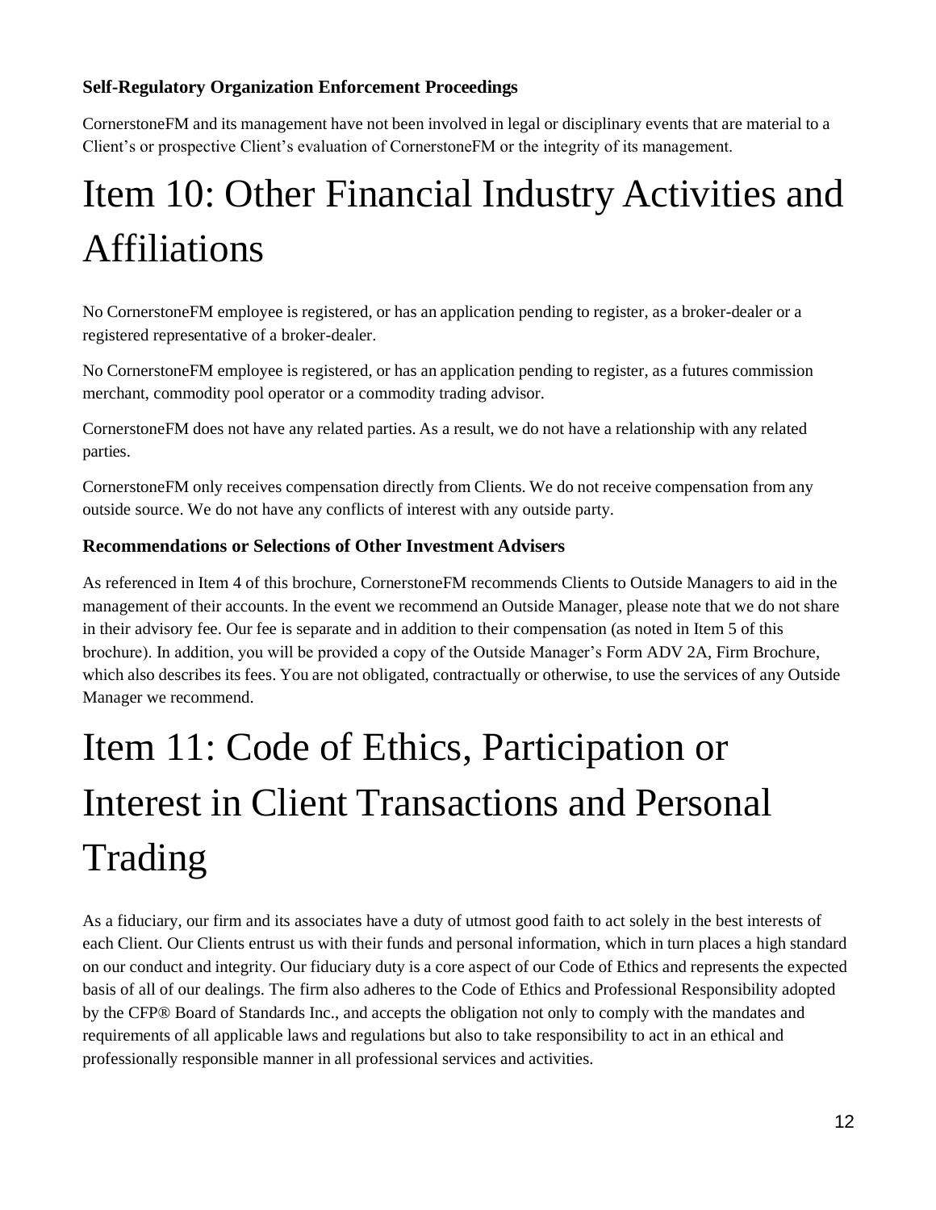### Self-Regulatory Organization Enforcement Proceedings

CornerstoneFM and its management have not been involved in legal or disciplinary events that are material to a Client's or prospective Client's evaluation of CornerstoneFM or the integrity of its management.

# Item 10: Other Financial Industry Activities and Affiliations

No CornerstoneFM employee is registered, or has an application pending to register, as a broker-dealer or a registered representative of a broker-dealer.

No CornerstoneFM employee is registered, or has an application pending to register, as a futures commission merchant, commodity pool operator or a commodity trading advisor.

CornerstoneFM does not have any related parties. As a result, we do not have a relationship with any related parties.

CornerstoneFM only receives compensation directly from Clients. We do not receive compensation from any outside source. We do not have any conflicts of interest with any outside party.

### Recommendations or Selections of Other Investment Advisers

As referenced in Item 4 of this brochure, CornerstoneFM recommends Clients to Outside Managers to aid in the management of their accounts. In the event we recommend an Outside Manager, please note that we do not share in their advisory fee. Our fee is separate and in addition to their compensation (as noted in Item 5 of this brochure). In addition, you will be provided a copy of the Outside Manager's Form ADV 2A, Firm Brochure, which also describes its fees. You are not obligated, contractually or otherwise, to use the services of any Outside Manager we recommend.

# Item 11: Code of Ethics, Participation or Interest in Client Transactions and Personal Trading

As a fiduciary, our firm and its associates have a duty of utmost good faith to act solely in the best interests of each Client. Our Clients entrust us with their funds and personal information, which in turn places a high standard on our conduct and integrity. Our fiduciary duty is a core aspect of our Code of Ethics and represents the expected basis of all of our dealings. The firm also adheres to the Code of Ethics and Professional Responsibility adopted by the CFP® Board of Standards Inc., and accepts the obligation not only to comply with the mandates and requirements of all applicable laws and regulations but also to take responsibility to act in an ethical and professionally responsible manner in all professional services and activities.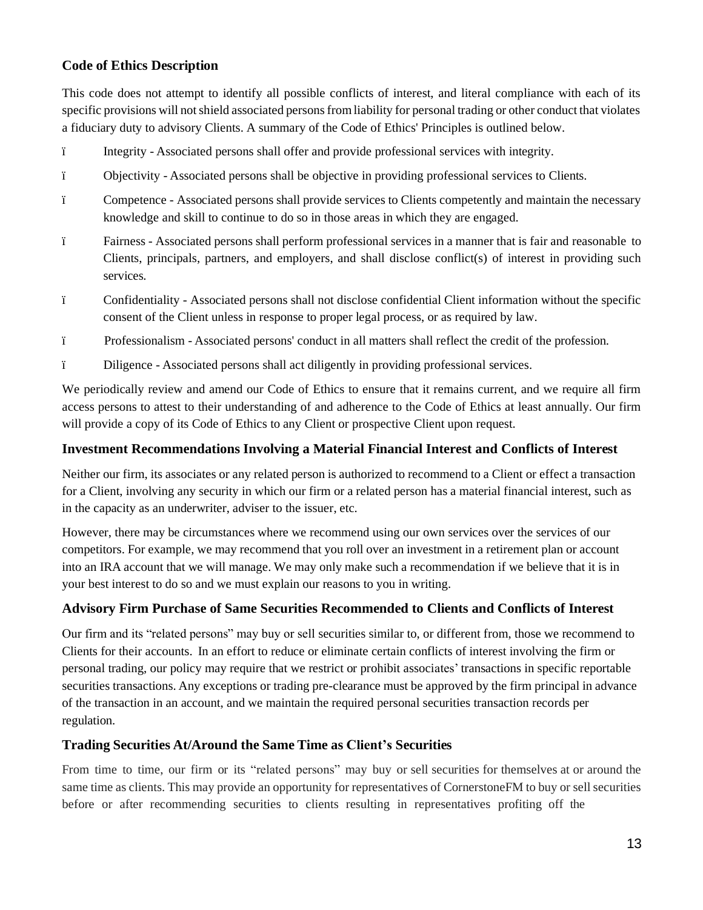## Code of Ethics Description

This code does not attempt to identify all possible conflicts of interest, and literal compliance with each of its specific provisions will not shield associated persons from liability for personal trading or other conduct that violates a fiduciary duty to advisory Clients. A summary of the Code of Ethics' Principles is outlined below.

- Integrity - Associated persons shall offer and provide professional services with integrity.
- Objectivity - Associated persons shall be objective in providing professional services to Clients.
- Competence - Associated persons shall provide services to Clients competently and maintain the necessary knowledge and skill to continue to do so in those areas in which they are engaged.
- Fairness - Associated persons shall perform professional services in a manner that is fair and reasonable to Clients, principals, partners, and employers, and shall disclose conflict(s) of interest in providing such services.
- Confidentiality - Associated persons shall not disclose confidential Client information without the specific consent of the Client unless in response to proper legal process, or as required by law.
- Professionalism - Associated persons' conduct in all matters shall reflect the credit of the profession.
- Diligence - Associated persons shall act diligently in providing professional services.

We periodically review and amend our Code of Ethics to ensure that it remains current, and we require all firm access persons to attest to their understanding of and adherence to the Code of Ethics at least annually. Our firm will provide a copy of its Code of Ethics to any Client or prospective Client upon request.

## Investment Recommendations Involving a Material Financial Interest and Conflicts of Interest

Neither our firm, its associates or any related person is authorized to recommend to a Client or effect a transaction for a Client, involving any security in which our firm or a related person has a material financial interest, such as in the capacity as an underwriter, adviser to the issuer, etc.

However, there may be circumstances where we recommend using our own services over the services of our competitors. For example, we may recommend that you roll over an investment in a retirement plan or account into an IRA account that we will manage. We may only make such a recommendation if we believe that it is in your best interest to do so and we must explain our reasons to you in writing.

## Advisory Firm Purchase of Same Securities Recommended to Clients and Conflicts of Interest

Our firm and its "related persons" may buy or sell securities similar to, or different from, those we recommend to Clients for their accounts. In an effort to reduce or eliminate certain conflicts of interest involving the firm or personal trading, our policy may require that we restrict or prohibit associates' transactions in specific reportable securities transactions. Any exceptions or trading pre-clearance must be approved by the firm principal in advance of the transaction in an account, and we maintain the required personal securities transaction records per regulation.

## Trading Securities At/Around the Same Time as Client's Securities

From time to time, our firm or its "related persons" may buy or sell securities for themselves at or around the same time as clients. This may provide an opportunity for representatives of CornerstoneFM to buy or sell securities before or after recommending securities to clients resulting in representatives profiting off the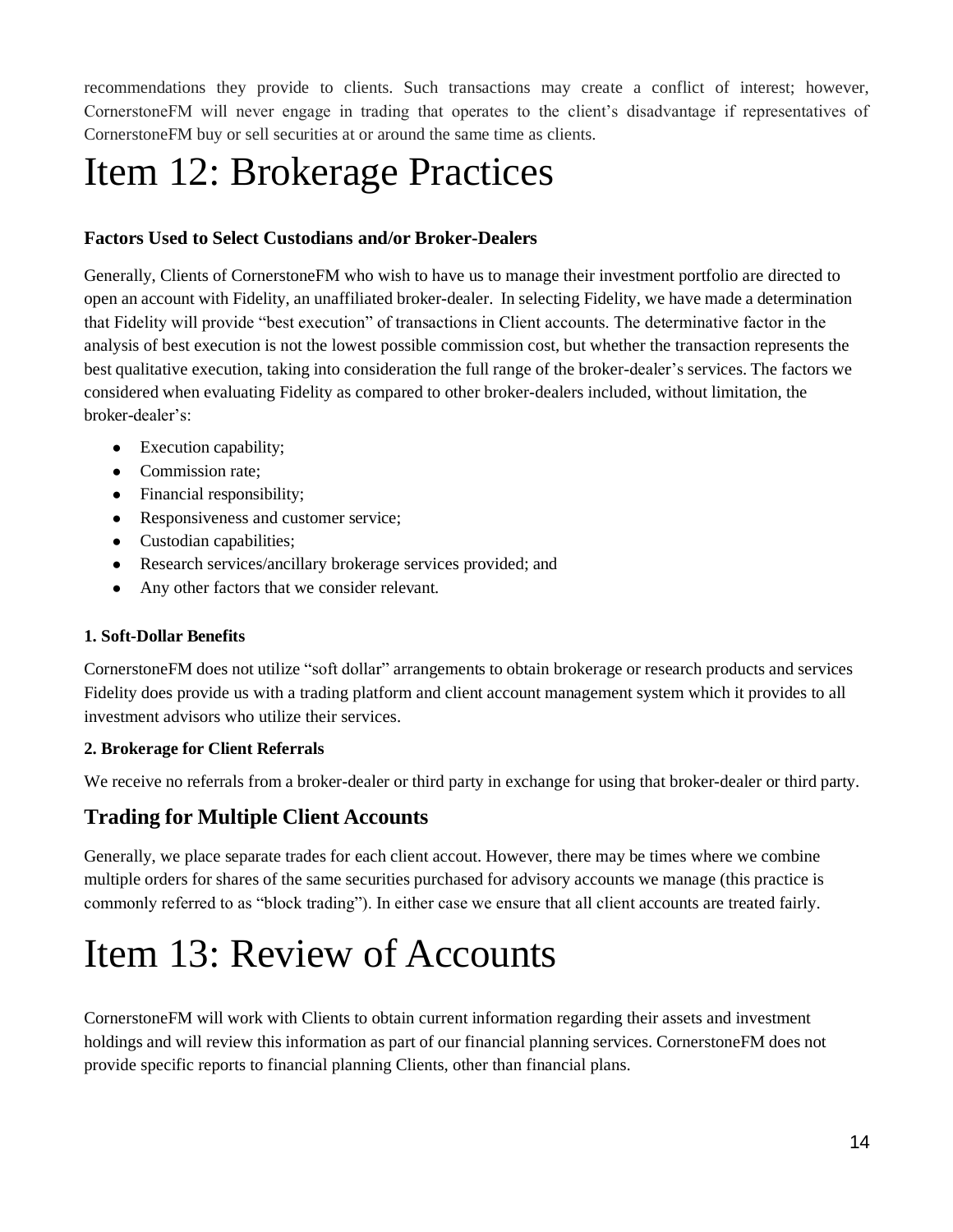recommendations they provide to clients. Such transactions may create a conflict of interest; however, CornerstoneFM will never engage in trading that operates to the client's disadvantage if representatives of CornerstoneFM buy or sell securities at or around the same time as clients.

# Item 12: Brokerage Practices

### Factors Used to Select Custodians and/or Broker-Dealers

Generally, Clients of CornerstoneFM who wish to have us to manage their investment portfolio are directed to open an account with Fidelity, an unaffiliated broker-dealer. In selecting Fidelity, we have made a determination that Fidelity will provide "best execution" of transactions in Client accounts. The determinative factor in the analysis of best execution is not the lowest possible commission cost, but whether the transaction represents the best qualitative execution, taking into consideration the full range of the broker-dealer's services. The factors we considered when evaluating Fidelity as compared to other broker-dealers included, without limitation, the broker-dealer's:

- Execution capability;
- Commission rate;
- Financial responsibility;
- Responsiveness and customer service;
- Custodian capabilities;
- Research services/ancillary brokerage services provided; and
- Any other factors that we consider relevant.

#### 1. Soft-Dollar Benefits

CornerstoneFM does not utilize "soft dollar" arrangements to obtain brokerage or research products and services Fidelity does provide us with a trading platform and client account management system which it provides to all investment advisors who utilize their services.

#### 2. Brokerage for Client Referrals

We receive no referrals from a broker-dealer or third party in exchange for using that broker-dealer or third party.

## Trading for Multiple Client Accounts

Generally, we place separate trades for each client accout. However, there may be times where we combine multiple orders for shares of the same securities purchased for advisory accounts we manage (this practice is commonly referred to as "block trading"). In either case we ensure that all client accounts are treated fairly.

# Item 13: Review of Accounts

CornerstoneFM will work with Clients to obtain current information regarding their assets and investment holdings and will review this information as part of our financial planning services. CornerstoneFM does not provide specific reports to financial planning Clients, other than financial plans.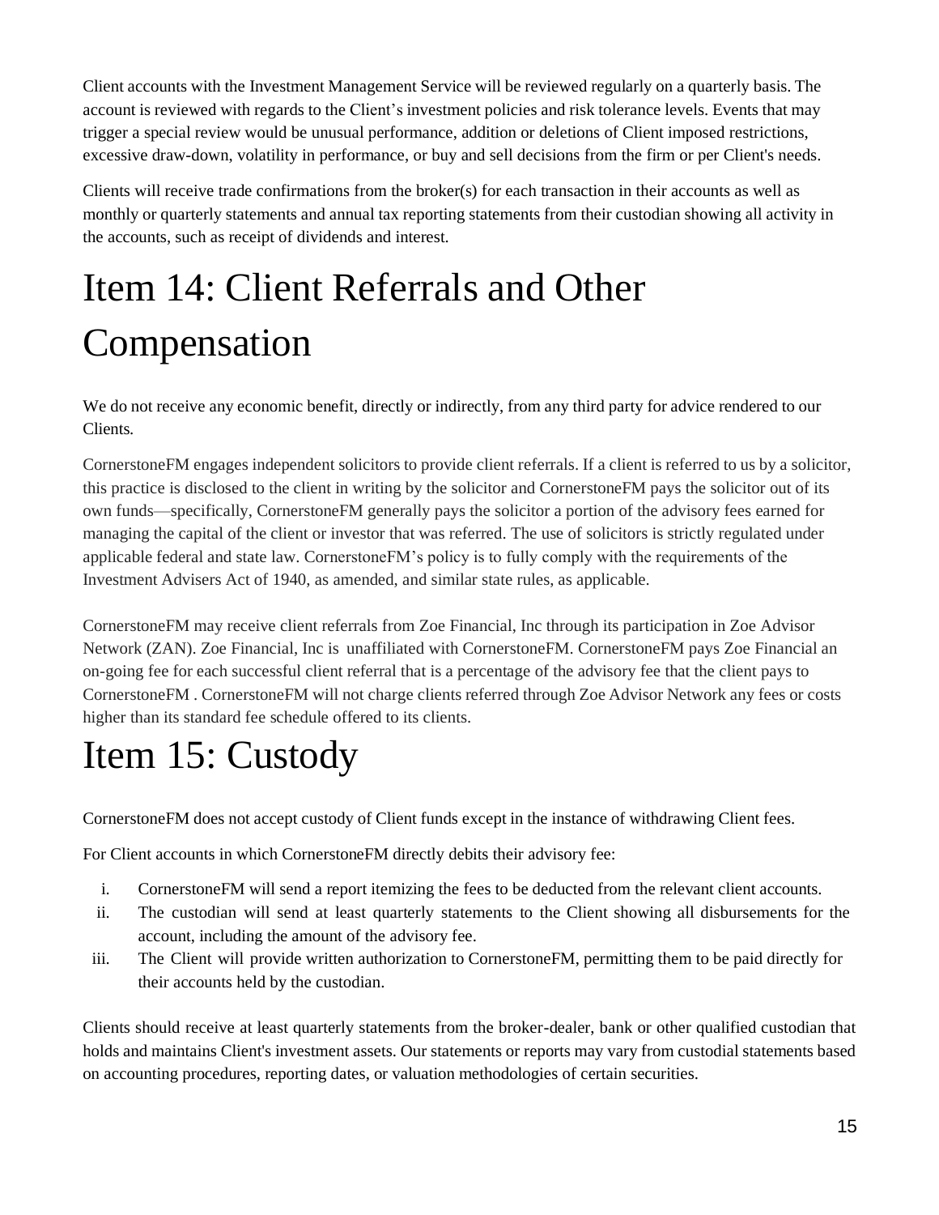Client accounts with the Investment Management Service will be reviewed regularly on a quarterly basis. The account is reviewed with regards to the Client's investment policies and risk tolerance levels. Events that may trigger a special review would be unusual performance, addition or deletions of Client imposed restrictions, excessive draw-down, volatility in performance, or buy and sell decisions from the firm or per Client's needs.

Clients will receive trade confirmations from the broker(s) for each transaction in their accounts as well as monthly or quarterly statements and annual tax reporting statements from their custodian showing all activity in the accounts, such as receipt of dividends and interest.

# Item 14: Client Referrals and Other Compensation

We do not receive any economic benefit, directly or indirectly, from any third party for advice rendered to our Clients.

CornerstoneFM engages independent solicitors to provide client referrals. If a client is referred to us by a solicitor, this practice is disclosed to the client in writing by the solicitor and CornerstoneFM pays the solicitor out of its own funds—specifically, CornerstoneFM generally pays the solicitor a portion of the advisory fees earned for managing the capital of the client or investor that was referred. The use of solicitors is strictly regulated under applicable federal and state law. CornerstoneFM's policy is to fully comply with the requirements of the Investment Advisers Act of 1940, as amended, and similar state rules, as applicable.

CornerstoneFM may receive client referrals from Zoe Financial, Inc through its participation in Zoe Advisor Network (ZAN). Zoe Financial, Inc is unaffiliated with CornerstoneFM. CornerstoneFM pays Zoe Financial an on-going fee for each successful client referral that is a percentage of the advisory fee that the client pays to CornerstoneFM . CornerstoneFM will not charge clients referred through Zoe Advisor Network any fees or costs higher than its standard fee schedule offered to its clients.

# Item 15: Custody

CornerstoneFM does not accept custody of Client funds except in the instance of withdrawing Client fees.

For Client accounts in which CornerstoneFM directly debits their advisory fee:

i. CornerstoneFM will send a report itemizing the fees to be deducted from the relevant client accounts.
ii. The custodian will send at least quarterly statements to the Client showing all disbursements for the account, including the amount of the advisory fee.
iii. The Client will provide written authorization to CornerstoneFM, permitting them to be paid directly for their accounts held by the custodian.

Clients should receive at least quarterly statements from the broker-dealer, bank or other qualified custodian that holds and maintains Client's investment assets. Our statements or reports may vary from custodial statements based on accounting procedures, reporting dates, or valuation methodologies of certain securities.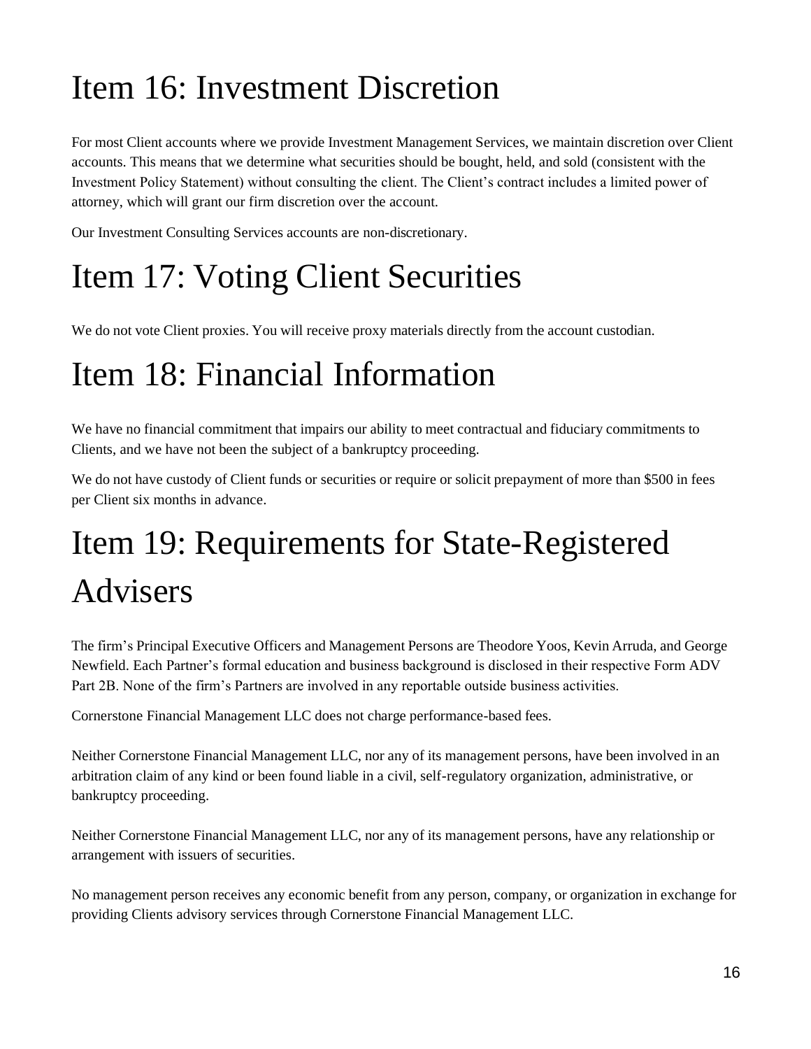# Item 16: Investment Discretion

For most Client accounts where we provide Investment Management Services, we maintain discretion over Client accounts. This means that we determine what securities should be bought, held, and sold (consistent with the Investment Policy Statement) without consulting the client. The Client's contract includes a limited power of attorney, which will grant our firm discretion over the account.

Our Investment Consulting Services accounts are non-discretionary.

# Item 17: Voting Client Securities

We do not vote Client proxies. You will receive proxy materials directly from the account custodian.

# Item 18: Financial Information

We have no financial commitment that impairs our ability to meet contractual and fiduciary commitments to Clients, and we have not been the subject of a bankruptcy proceeding.

We do not have custody of Client funds or securities or require or solicit prepayment of more than $500 in fees per Client six months in advance.

# Item 19: Requirements for State-Registered Advisers

The firm's Principal Executive Officers and Management Persons are Theodore Yoos, Kevin Arruda, and George Newfield. Each Partner's formal education and business background is disclosed in their respective Form ADV Part 2B. None of the firm's Partners are involved in any reportable outside business activities.

Cornerstone Financial Management LLC does not charge performance-based fees.

Neither Cornerstone Financial Management LLC, nor any of its management persons, have been involved in an arbitration claim of any kind or been found liable in a civil, self-regulatory organization, administrative, or bankruptcy proceeding.

Neither Cornerstone Financial Management LLC, nor any of its management persons, have any relationship or arrangement with issuers of securities.

No management person receives any economic benefit from any person, company, or organization in exchange for providing Clients advisory services through Cornerstone Financial Management LLC.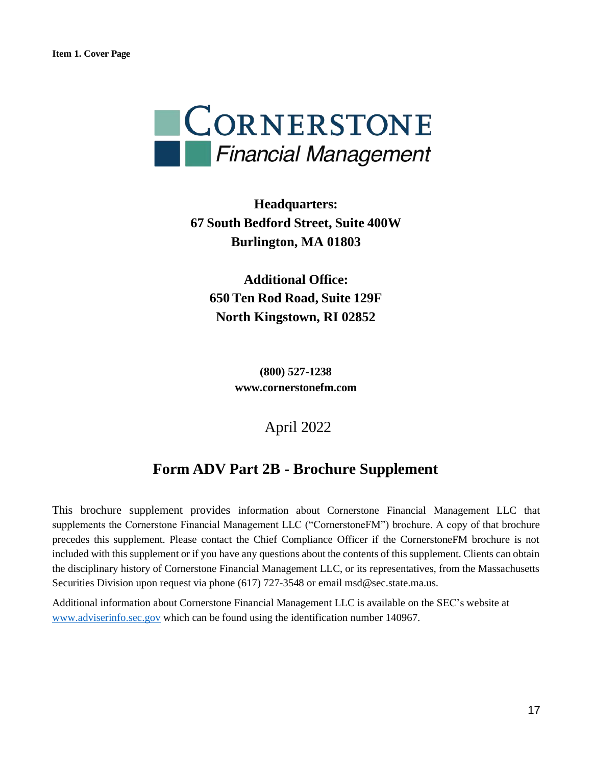**Item 1. Cover Page**

**CORNERSTONE**
*Financial Management*

**Headquarters:**
**67 South Bedford Street, Suite 400W**
**Burlington, MA 01803**

**Additional Office:**
**650 Ten Rod Road, Suite 129F**
**North Kingstown, RI 02852**

**(800) 527-1238**
**www.cornerstonefm.com**

April 2022

## Form ADV Part 2B - Brochure Supplement

This brochure supplement provides information about Cornerstone Financial Management LLC that supplements the Cornerstone Financial Management LLC ("CornerstoneFM") brochure. A copy of that brochure precedes this supplement. Please contact the Chief Compliance Officer if the CornerstoneFM brochure is not included with this supplement or if you have any questions about the contents of this supplement. Clients can obtain the disciplinary history of Cornerstone Financial Management LLC, or its representatives, from the Massachusetts Securities Division upon request via phone (617) 727-3548 or email msd@sec.state.ma.us.

Additional information about Cornerstone Financial Management LLC is available on the SEC's website at www.adviserinfo.sec.gov which can be found using the identification number 140967.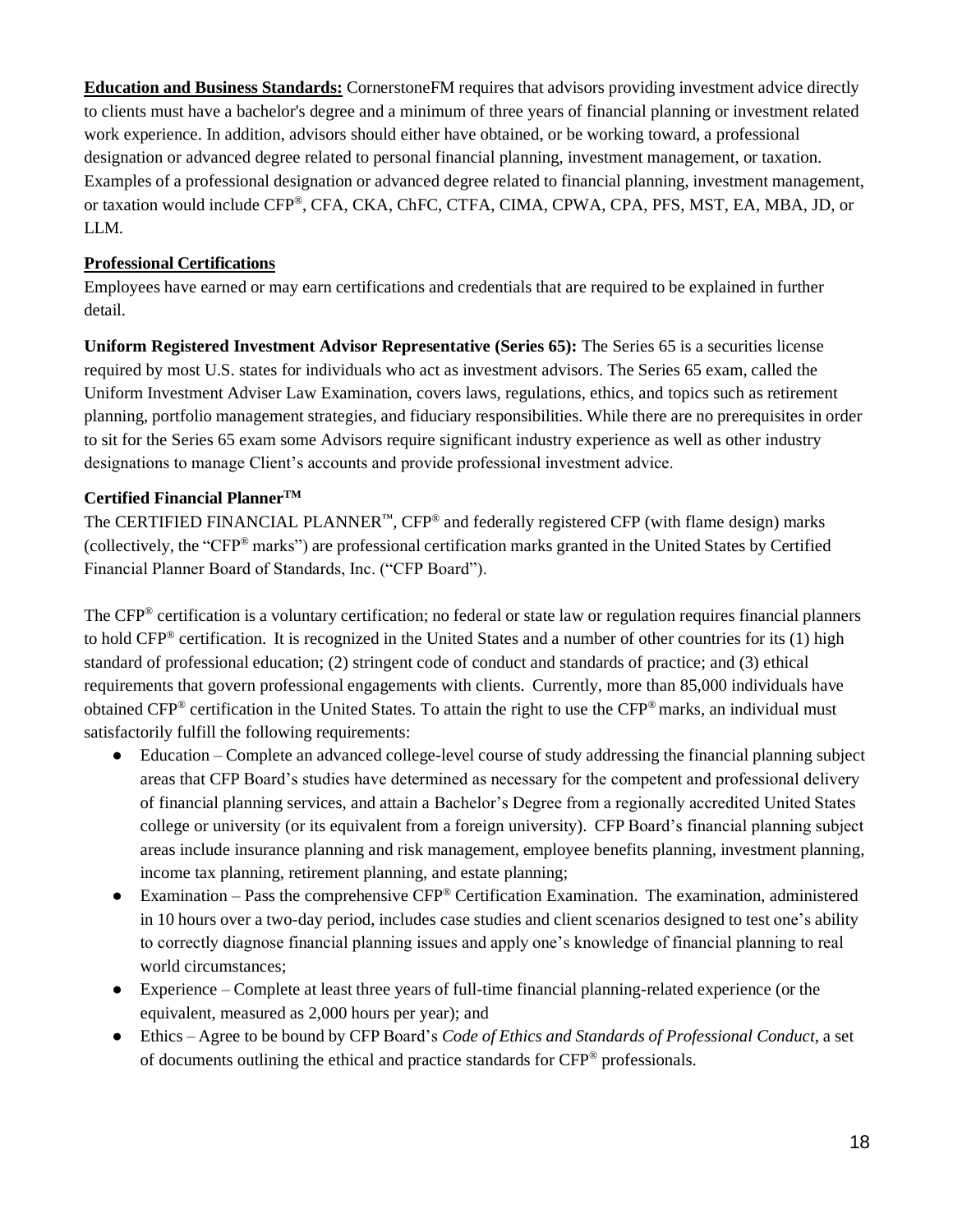**Education and Business Standards:** CornerstoneFM requires that advisors providing investment advice directly to clients must have a bachelor's degree and a minimum of three years of financial planning or investment related work experience. In addition, advisors should either have obtained, or be working toward, a professional designation or advanced degree related to personal financial planning, investment management, or taxation. Examples of a professional designation or advanced degree related to financial planning, investment management, or taxation would include CFP®, CFA, CKA, ChFC, CTFA, CIMA, CPWA, CPA, PFS, MST, EA, MBA, JD, or LLM.

**Professional Certifications**

Employees have earned or may earn certifications and credentials that are required to be explained in further detail.

**Uniform Registered Investment Advisor Representative (Series 65):** The Series 65 is a securities license required by most U.S. states for individuals who act as investment advisors. The Series 65 exam, called the Uniform Investment Adviser Law Examination, covers laws, regulations, ethics, and topics such as retirement planning, portfolio management strategies, and fiduciary responsibilities. While there are no prerequisites in order to sit for the Series 65 exam some Advisors require significant industry experience as well as other industry designations to manage Client's accounts and provide professional investment advice.

**Certified Financial Planner™**

The CERTIFIED FINANCIAL PLANNER™, CFP® and federally registered CFP (with flame design) marks (collectively, the "CFP® marks") are professional certification marks granted in the United States by Certified Financial Planner Board of Standards, Inc. ("CFP Board").

The CFP® certification is a voluntary certification; no federal or state law or regulation requires financial planners to hold CFP® certification. It is recognized in the United States and a number of other countries for its (1) high standard of professional education; (2) stringent code of conduct and standards of practice; and (3) ethical requirements that govern professional engagements with clients. Currently, more than 85,000 individuals have obtained CFP® certification in the United States. To attain the right to use the CFP® marks, an individual must satisfactorily fulfill the following requirements:

- Education – Complete an advanced college-level course of study addressing the financial planning subject areas that CFP Board's studies have determined as necessary for the competent and professional delivery of financial planning services, and attain a Bachelor's Degree from a regionally accredited United States college or university (or its equivalent from a foreign university). CFP Board's financial planning subject areas include insurance planning and risk management, employee benefits planning, investment planning, income tax planning, retirement planning, and estate planning;
- Examination – Pass the comprehensive CFP® Certification Examination. The examination, administered in 10 hours over a two-day period, includes case studies and client scenarios designed to test one's ability to correctly diagnose financial planning issues and apply one's knowledge of financial planning to real world circumstances;
- Experience – Complete at least three years of full-time financial planning-related experience (or the equivalent, measured as 2,000 hours per year); and
- Ethics – Agree to be bound by CFP Board's *Code of Ethics and Standards of Professional Conduct*, a set of documents outlining the ethical and practice standards for CFP® professionals.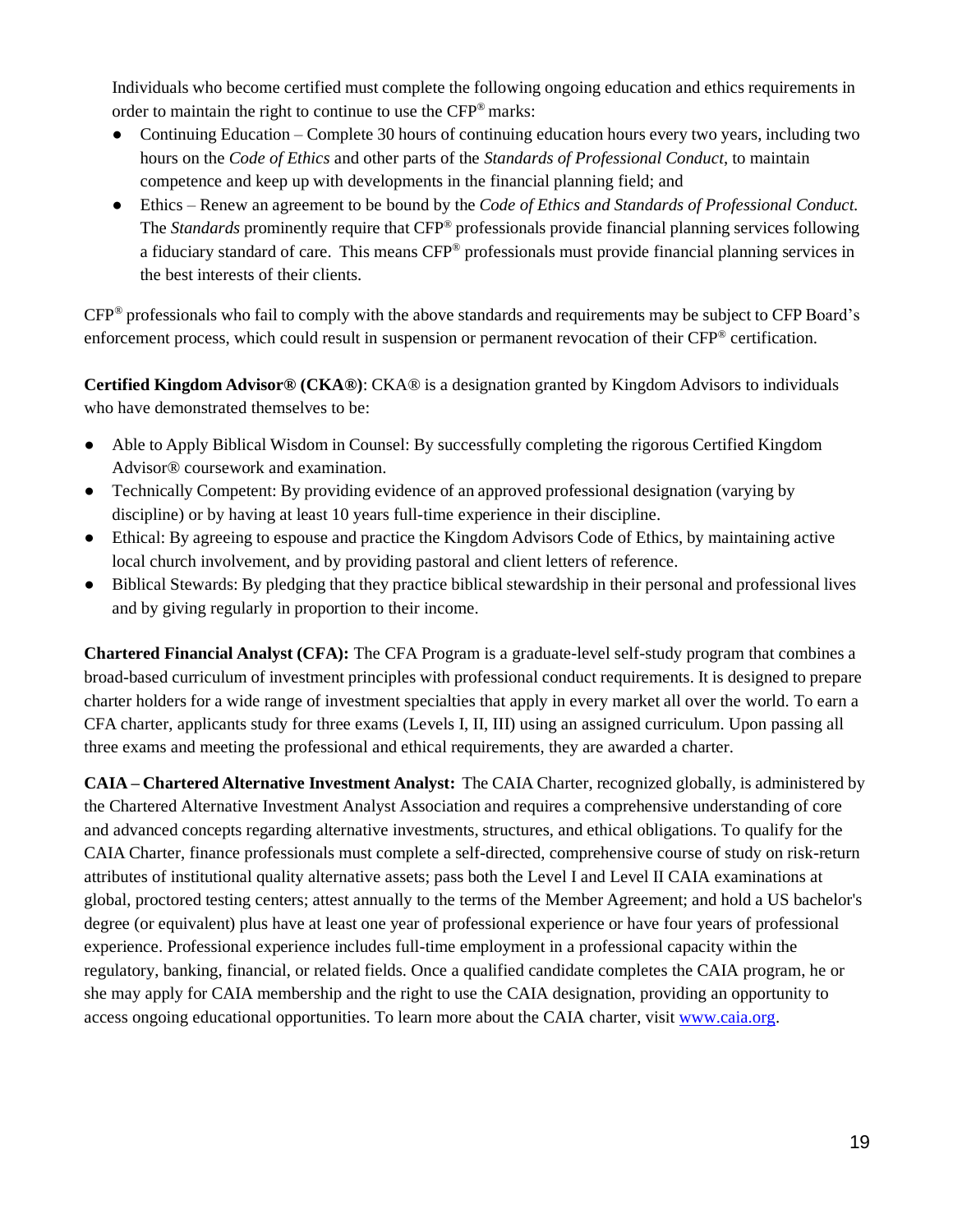Individuals who become certified must complete the following ongoing education and ethics requirements in order to maintain the right to continue to use the CFP® marks:

- Continuing Education – Complete 30 hours of continuing education hours every two years, including two hours on the *Code of Ethics* and other parts of the *Standards of Professional Conduct*, to maintain competence and keep up with developments in the financial planning field; and
- Ethics – Renew an agreement to be bound by the *Code of Ethics and Standards of Professional Conduct.* The *Standards* prominently require that CFP® professionals provide financial planning services following a fiduciary standard of care. This means CFP® professionals must provide financial planning services in the best interests of their clients.

CFP® professionals who fail to comply with the above standards and requirements may be subject to CFP Board's enforcement process, which could result in suspension or permanent revocation of their CFP® certification.

**Certified Kingdom Advisor® (CKA®)**: CKA® is a designation granted by Kingdom Advisors to individuals who have demonstrated themselves to be:

- Able to Apply Biblical Wisdom in Counsel: By successfully completing the rigorous Certified Kingdom Advisor® coursework and examination.
- Technically Competent: By providing evidence of an approved professional designation (varying by discipline) or by having at least 10 years full-time experience in their discipline.
- Ethical: By agreeing to espouse and practice the Kingdom Advisors Code of Ethics, by maintaining active local church involvement, and by providing pastoral and client letters of reference.
- Biblical Stewards: By pledging that they practice biblical stewardship in their personal and professional lives and by giving regularly in proportion to their income.

**Chartered Financial Analyst (CFA):** The CFA Program is a graduate-level self-study program that combines a broad-based curriculum of investment principles with professional conduct requirements. It is designed to prepare charter holders for a wide range of investment specialties that apply in every market all over the world. To earn a CFA charter, applicants study for three exams (Levels I, II, III) using an assigned curriculum. Upon passing all three exams and meeting the professional and ethical requirements, they are awarded a charter.

**CAIA – Chartered Alternative Investment Analyst:** The CAIA Charter, recognized globally, is administered by the Chartered Alternative Investment Analyst Association and requires a comprehensive understanding of core and advanced concepts regarding alternative investments, structures, and ethical obligations. To qualify for the CAIA Charter, finance professionals must complete a self-directed, comprehensive course of study on risk-return attributes of institutional quality alternative assets; pass both the Level I and Level II CAIA examinations at global, proctored testing centers; attest annually to the terms of the Member Agreement; and hold a US bachelor's degree (or equivalent) plus have at least one year of professional experience or have four years of professional experience. Professional experience includes full-time employment in a professional capacity within the regulatory, banking, financial, or related fields. Once a qualified candidate completes the CAIA program, he or she may apply for CAIA membership and the right to use the CAIA designation, providing an opportunity to access ongoing educational opportunities. To learn more about the CAIA charter, visit [www.caia.org](http://www.caia.org).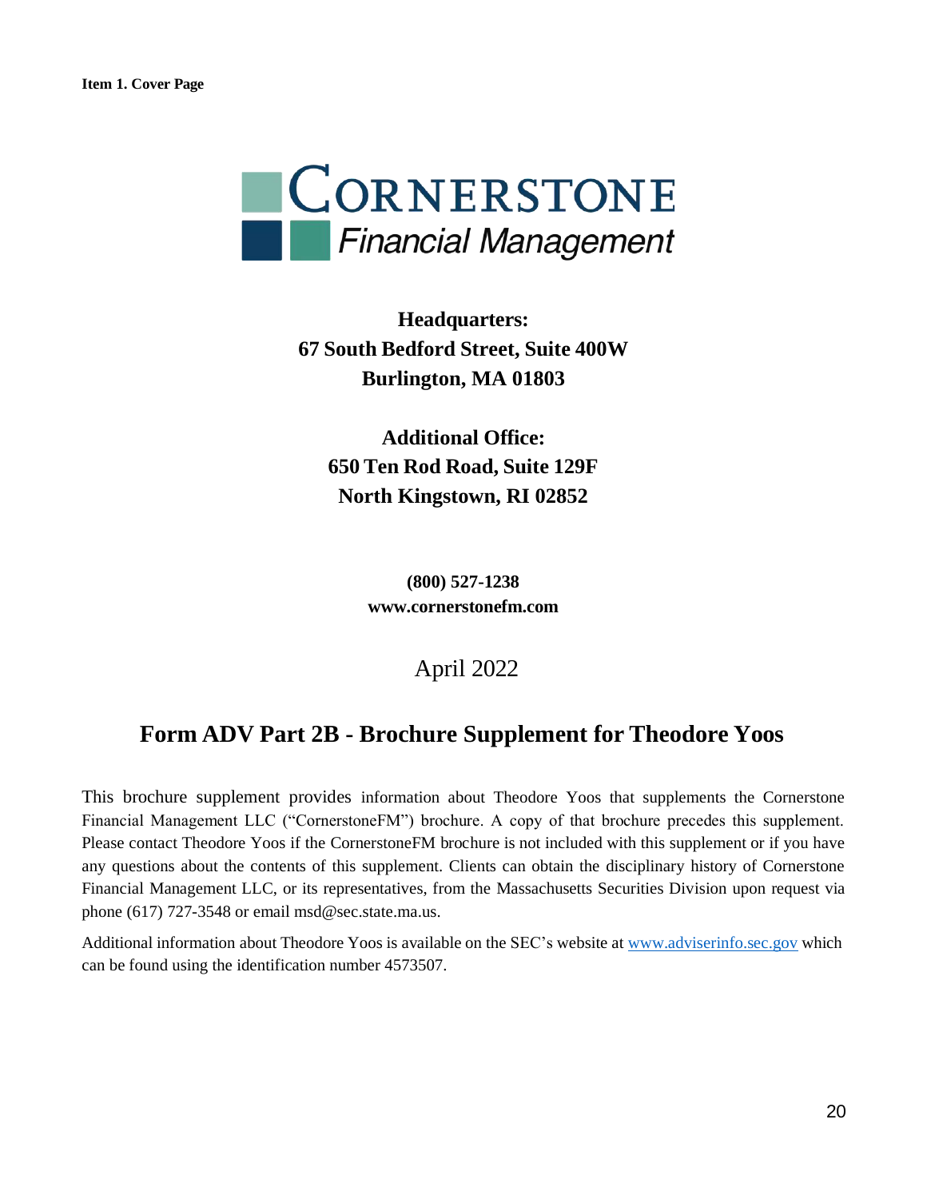**Item 1. Cover Page**

CORNERSTONE
*Financial Management*

**Headquarters:**
**67 South Bedford Street, Suite 400W**
**Burlington, MA 01803**

**Additional Office:**
**650 Ten Rod Road, Suite 129F**
**North Kingstown, RI 02852**

**(800) 527-1238**
**www.cornerstonefm.com**

April 2022

## Form ADV Part 2B - Brochure Supplement for Theodore Yoos

This brochure supplement provides information about Theodore Yoos that supplements the Cornerstone Financial Management LLC ("CornerstoneFM") brochure. A copy of that brochure precedes this supplement. Please contact Theodore Yoos if the CornerstoneFM brochure is not included with this supplement or if you have any questions about the contents of this supplement. Clients can obtain the disciplinary history of Cornerstone Financial Management LLC, or its representatives, from the Massachusetts Securities Division upon request via phone (617) 727-3548 or email msd@sec.state.ma.us.

Additional information about Theodore Yoos is available on the SEC's website at www.adviserinfo.sec.gov which can be found using the identification number 4573507.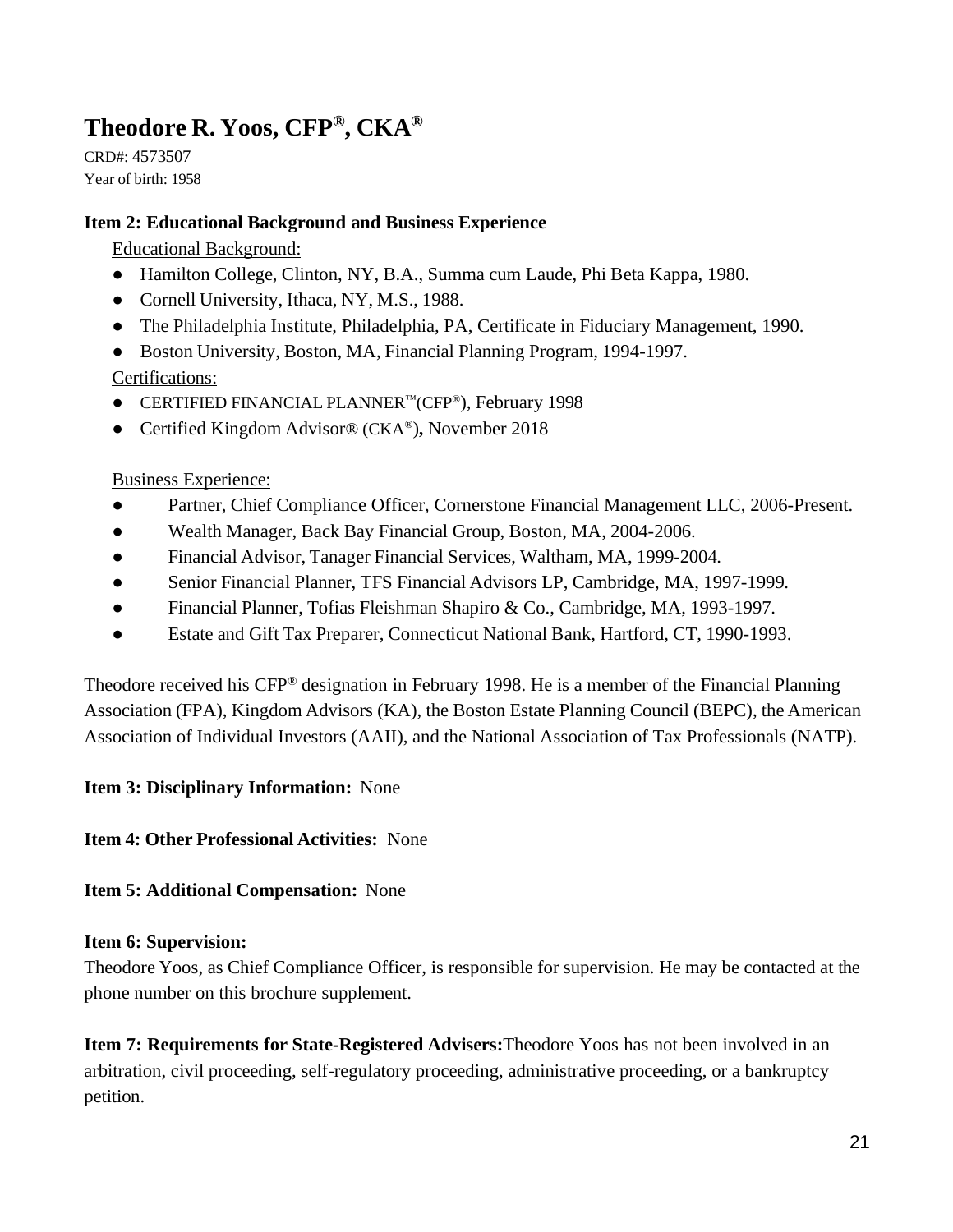# Theodore R. Yoos, CFP®, CKA®

CRD#: 4573507
Year of birth: 1958

**Item 2: Educational Background and Business Experience**

Educational Background:

- Hamilton College, Clinton, NY, B.A., Summa cum Laude, Phi Beta Kappa, 1980.
- Cornell University, Ithaca, NY, M.S., 1988.
- The Philadelphia Institute, Philadelphia, PA, Certificate in Fiduciary Management, 1990.
- Boston University, Boston, MA, Financial Planning Program, 1994-1997.

Certifications:

- CERTIFIED FINANCIAL PLANNER™(CFP®), February 1998
- Certified Kingdom Advisor® (CKA®)**,** November 2018

Business Experience:

- Partner, Chief Compliance Officer, Cornerstone Financial Management LLC, 2006-Present.
- Wealth Manager, Back Bay Financial Group, Boston, MA, 2004-2006.
- Financial Advisor, Tanager Financial Services, Waltham, MA, 1999-2004.
- Senior Financial Planner, TFS Financial Advisors LP, Cambridge, MA, 1997-1999.
- Financial Planner, Tofias Fleishman Shapiro & Co., Cambridge, MA, 1993-1997.
- Estate and Gift Tax Preparer, Connecticut National Bank, Hartford, CT, 1990-1993.

Theodore received his CFP® designation in February 1998. He is a member of the Financial Planning Association (FPA), Kingdom Advisors (KA), the Boston Estate Planning Council (BEPC), the American Association of Individual Investors (AAII), and the National Association of Tax Professionals (NATP).

**Item 3: Disciplinary Information:** None

**Item 4: Other Professional Activities:** None

**Item 5: Additional Compensation:** None

**Item 6: Supervision:**
Theodore Yoos, as Chief Compliance Officer, is responsible for supervision. He may be contacted at the phone number on this brochure supplement.

**Item 7: Requirements for State-Registered Advisers:** Theodore Yoos has not been involved in an arbitration, civil proceeding, self-regulatory proceeding, administrative proceeding, or a bankruptcy petition.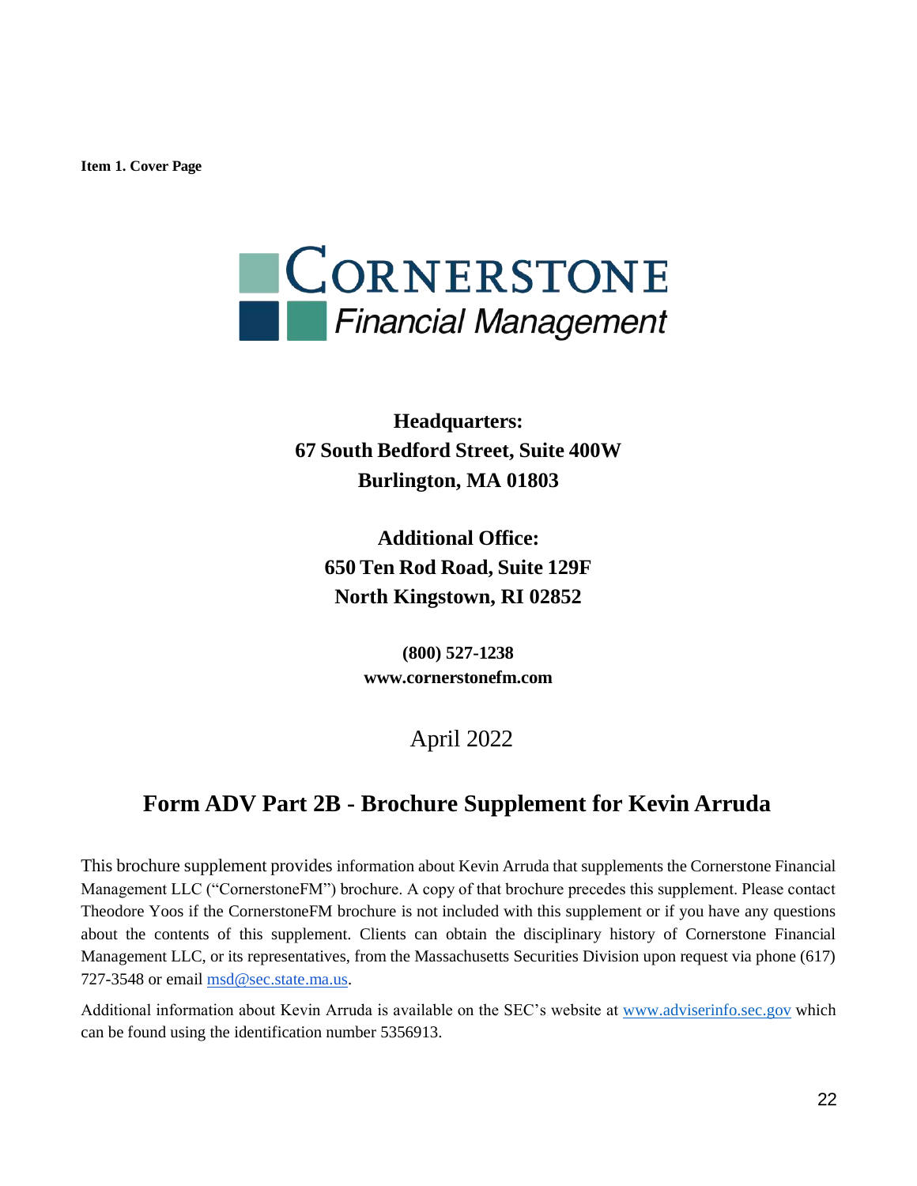**Item 1. Cover Page**

CORNERSTONE
Financial Management

**Headquarters:**
**67 South Bedford Street, Suite 400W**
**Burlington, MA 01803**

**Additional Office:**
**650 Ten Rod Road, Suite 129F**
**North Kingstown, RI 02852**

**(800) 527-1238**
**www.cornerstonefm.com**

April 2022

## Form ADV Part 2B - Brochure Supplement for Kevin Arruda

This brochure supplement provides information about Kevin Arruda that supplements the Cornerstone Financial Management LLC ("CornerstoneFM") brochure. A copy of that brochure precedes this supplement. Please contact Theodore Yoos if the CornerstoneFM brochure is not included with this supplement or if you have any questions about the contents of this supplement. Clients can obtain the disciplinary history of Cornerstone Financial Management LLC, or its representatives, from the Massachusetts Securities Division upon request via phone (617) 727-3548 or email msd@sec.state.ma.us.

Additional information about Kevin Arruda is available on the SEC's website at www.adviserinfo.sec.gov which can be found using the identification number 5356913.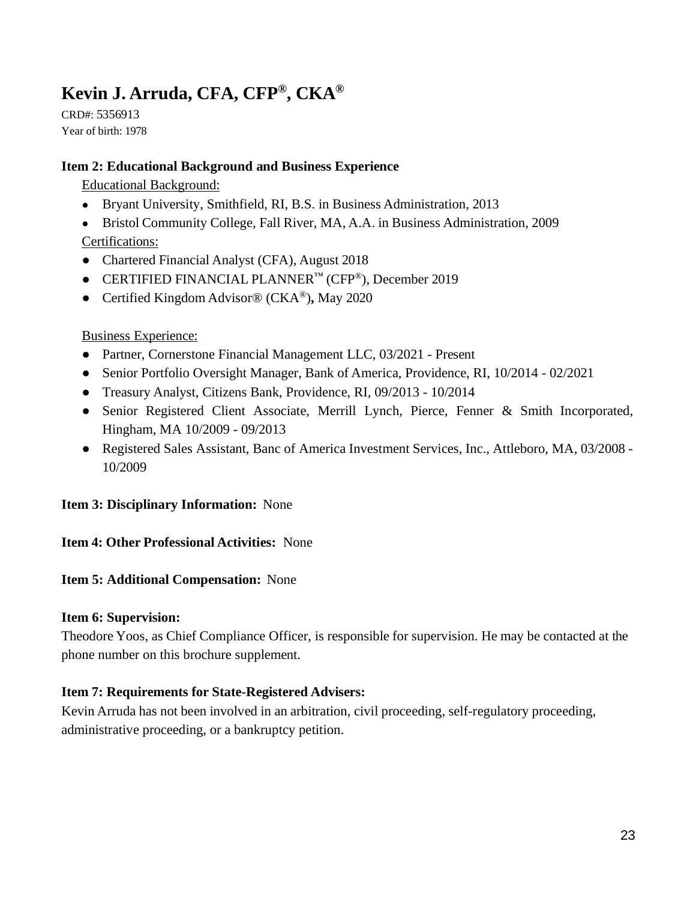# Kevin J. Arruda, CFA, CFP®, CKA®

CRD#: 5356913
Year of birth: 1978

**Item 2: Educational Background and Business Experience**

Educational Background:

- Bryant University, Smithfield, RI, B.S. in Business Administration, 2013
- Bristol Community College, Fall River, MA, A.A. in Business Administration, 2009

Certifications:

- Chartered Financial Analyst (CFA), August 2018
- CERTIFIED FINANCIAL PLANNER™ (CFP®), December 2019
- Certified Kingdom Advisor® (CKA®)**,** May 2020

Business Experience:

- Partner, Cornerstone Financial Management LLC, 03/2021 - Present
- Senior Portfolio Oversight Manager, Bank of America, Providence, RI, 10/2014 - 02/2021
- Treasury Analyst, Citizens Bank, Providence, RI, 09/2013 - 10/2014
- Senior Registered Client Associate, Merrill Lynch, Pierce, Fenner & Smith Incorporated, Hingham, MA 10/2009 - 09/2013
- Registered Sales Assistant, Banc of America Investment Services, Inc., Attleboro, MA, 03/2008 - 10/2009

**Item 3: Disciplinary Information:** None

**Item 4: Other Professional Activities:** None

**Item 5: Additional Compensation:** None

**Item 6: Supervision:**

Theodore Yoos, as Chief Compliance Officer, is responsible for supervision. He may be contacted at the phone number on this brochure supplement.

**Item 7: Requirements for State-Registered Advisers:**

Kevin Arruda has not been involved in an arbitration, civil proceeding, self-regulatory proceeding, administrative proceeding, or a bankruptcy petition.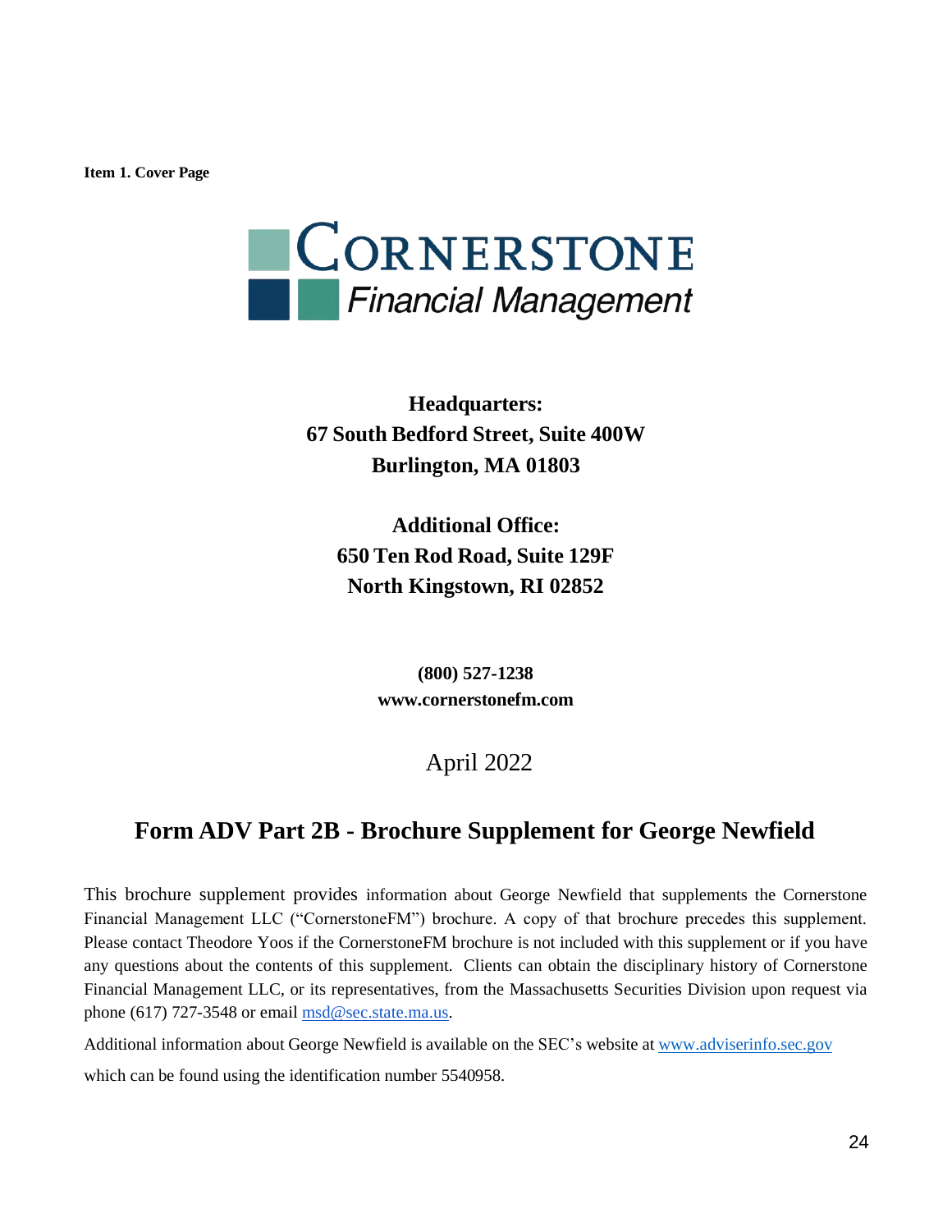**Item 1. Cover Page**

CORNERSTONE
*Financial Management*

**Headquarters:**
**67 South Bedford Street, Suite 400W**
**Burlington, MA 01803**

**Additional Office:**
**650 Ten Rod Road, Suite 129F**
**North Kingstown, RI 02852**

**(800) 527-1238**
**www.cornerstonefm.com**

April 2022

## Form ADV Part 2B - Brochure Supplement for George Newfield

This brochure supplement provides information about George Newfield that supplements the Cornerstone Financial Management LLC ("CornerstoneFM") brochure. A copy of that brochure precedes this supplement. Please contact Theodore Yoos if the CornerstoneFM brochure is not included with this supplement or if you have any questions about the contents of this supplement. Clients can obtain the disciplinary history of Cornerstone Financial Management LLC, or its representatives, from the Massachusetts Securities Division upon request via phone (617) 727-3548 or email msd@sec.state.ma.us.

Additional information about George Newfield is available on the SEC's website at www.adviserinfo.sec.gov which can be found using the identification number 5540958.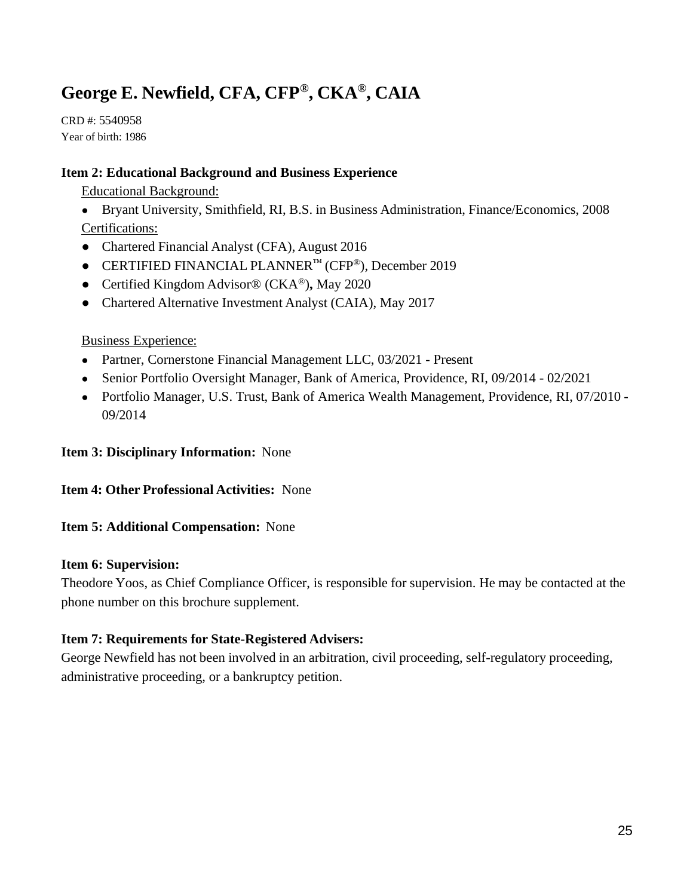# George E. Newfield, CFA, CFP®, CKA®, CAIA

CRD #: 5540958
Year of birth: 1986

**Item 2: Educational Background and Business Experience**

Educational Background:

- Bryant University, Smithfield, RI, B.S. in Business Administration, Finance/Economics, 2008

Certifications:

- Chartered Financial Analyst (CFA), August 2016
- CERTIFIED FINANCIAL PLANNER™ (CFP®), December 2019
- Certified Kingdom Advisor® (CKA®)**,** May 2020
- Chartered Alternative Investment Analyst (CAIA), May 2017

Business Experience:

- Partner, Cornerstone Financial Management LLC, 03/2021 - Present
- Senior Portfolio Oversight Manager, Bank of America, Providence, RI, 09/2014 - 02/2021
- Portfolio Manager, U.S. Trust, Bank of America Wealth Management, Providence, RI, 07/2010 - 09/2014

**Item 3: Disciplinary Information:** None

**Item 4: Other Professional Activities:** None

**Item 5: Additional Compensation:** None

**Item 6: Supervision:**

Theodore Yoos, as Chief Compliance Officer, is responsible for supervision. He may be contacted at the phone number on this brochure supplement.

**Item 7: Requirements for State-Registered Advisers:**

George Newfield has not been involved in an arbitration, civil proceeding, self-regulatory proceeding, administrative proceeding, or a bankruptcy petition.